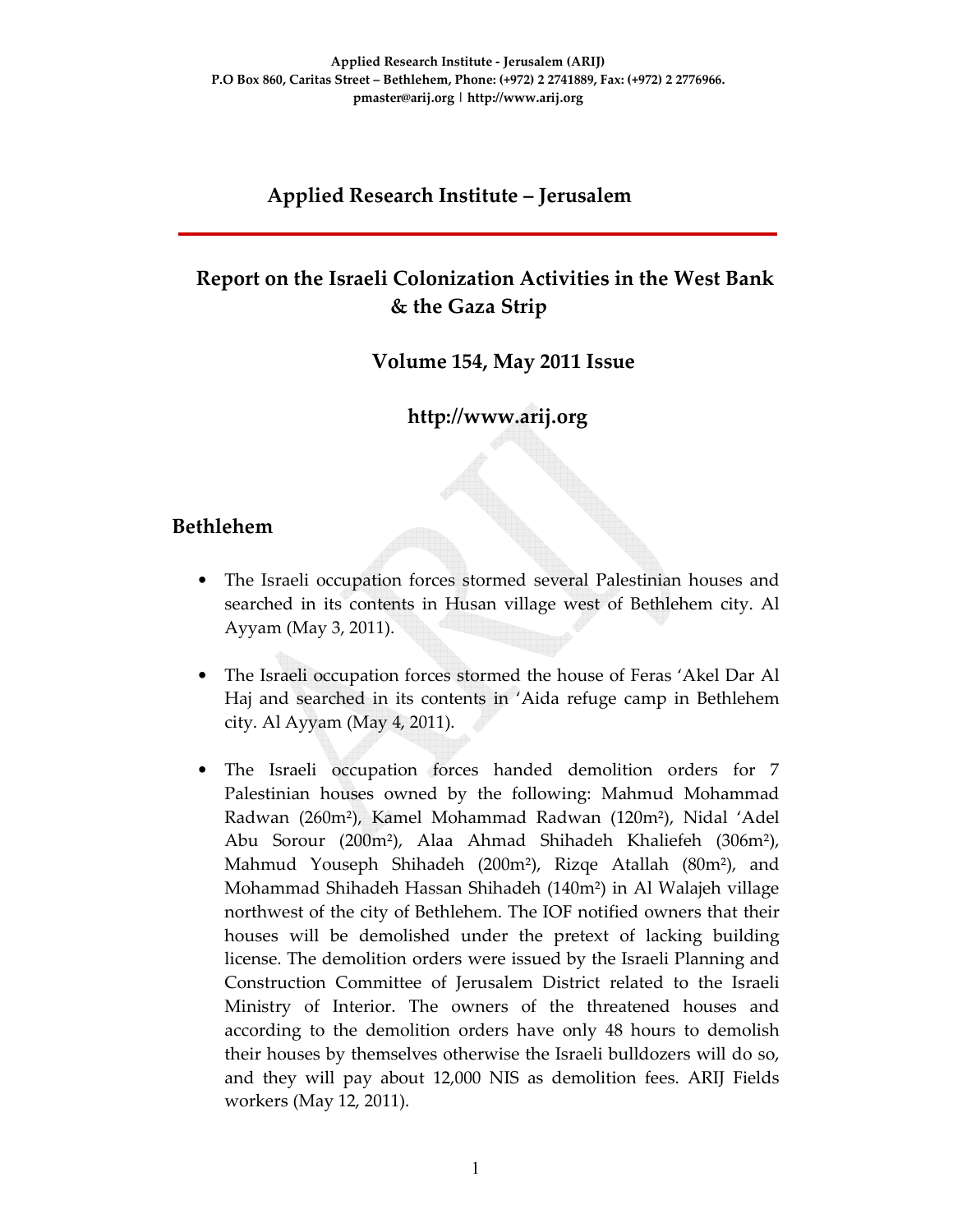**Applied Research Institute - Jerusalem (ARIJ)**
**P.O Box 860, Caritas Street – Bethlehem, Phone: (+972) 2 2741889, Fax: (+972) 2 2776966.**
**pmaster@arij.org | http://www.arij.org**

# Applied Research Institute – Jerusalem

## Report on the Israeli Colonization Activities in the West Bank & the Gaza Strip

### Volume 154, May 2011 Issue

### http://www.arij.org

## Bethlehem

- The Israeli occupation forces stormed several Palestinian houses and searched in its contents in Husan village west of Bethlehem city. Al Ayyam (May 3, 2011).

- The Israeli occupation forces stormed the house of Feras 'Akel Dar Al Haj and searched in its contents in 'Aida refuge camp in Bethlehem city. Al Ayyam (May 4, 2011).

- The Israeli occupation forces handed demolition orders for 7 Palestinian houses owned by the following: Mahmud Mohammad Radwan (260m²), Kamel Mohammad Radwan (120m²), Nidal 'Adel Abu Sorour (200m²), Alaa Ahmad Shihadeh Khaliefeh (306m²), Mahmud Youseph Shihadeh (200m²), Rizqe Atallah (80m²), and Mohammad Shihadeh Hassan Shihadeh (140m²) in Al Walajeh village northwest of the city of Bethlehem. The IOF notified owners that their houses will be demolished under the pretext of lacking building license. The demolition orders were issued by the Israeli Planning and Construction Committee of Jerusalem District related to the Israeli Ministry of Interior. The owners of the threatened houses and according to the demolition orders have only 48 hours to demolish their houses by themselves otherwise the Israeli bulldozers will do so, and they will pay about 12,000 NIS as demolition fees. ARIJ Fields workers (May 12, 2011).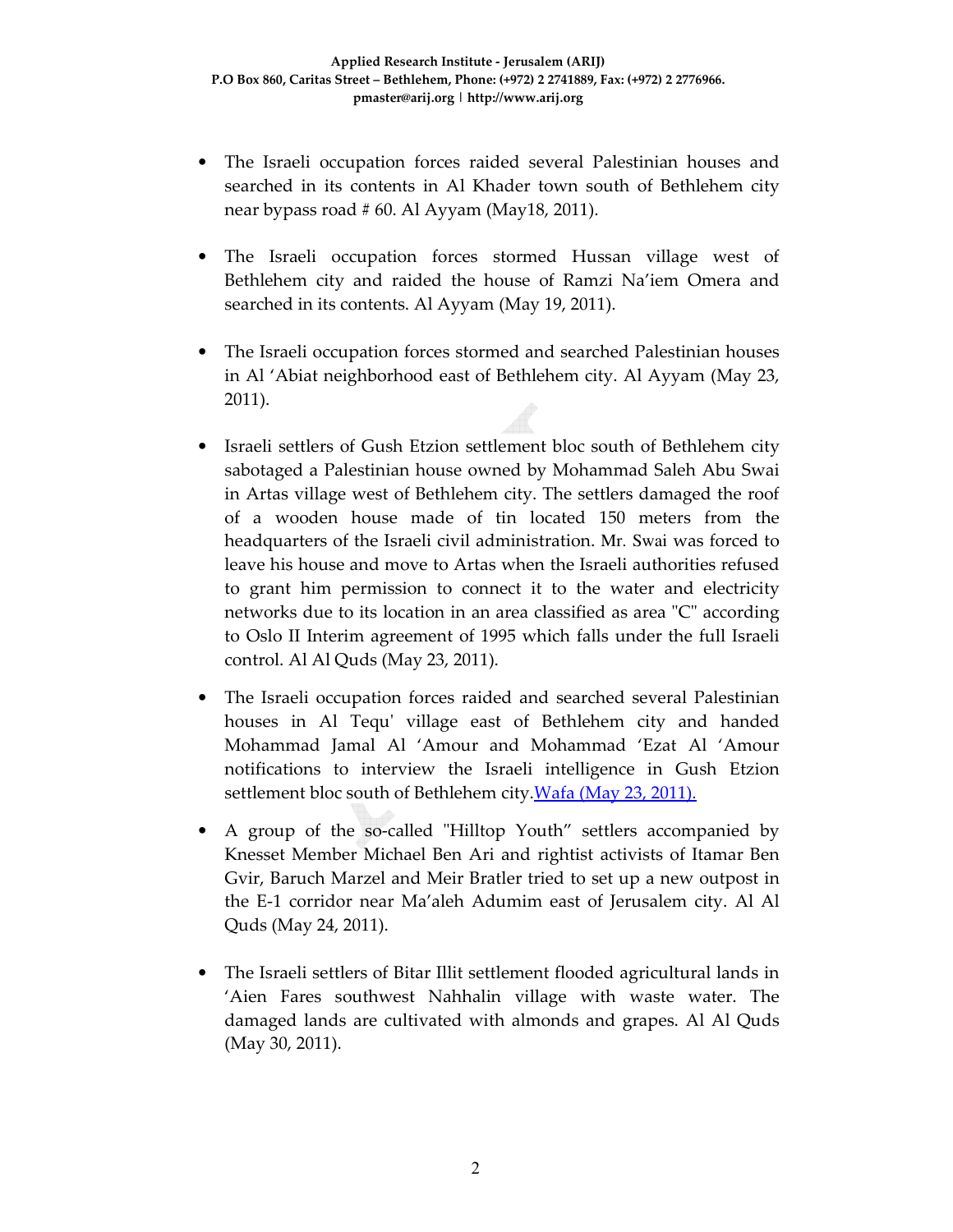- The Israeli occupation forces raided several Palestinian houses and searched in its contents in Al Khader town south of Bethlehem city near bypass road # 60. Al Ayyam (May18, 2011).

- The Israeli occupation forces stormed Hussan village west of Bethlehem city and raided the house of Ramzi Na'iem Omera and searched in its contents. Al Ayyam (May 19, 2011).

- The Israeli occupation forces stormed and searched Palestinian houses in Al 'Abiat neighborhood east of Bethlehem city. Al Ayyam (May 23, 2011).

- Israeli settlers of Gush Etzion settlement bloc south of Bethlehem city sabotaged a Palestinian house owned by Mohammad Saleh Abu Swai in Artas village west of Bethlehem city. The settlers damaged the roof of a wooden house made of tin located 150 meters from the headquarters of the Israeli civil administration. Mr. Swai was forced to leave his house and move to Artas when the Israeli authorities refused to grant him permission to connect it to the water and electricity networks due to its location in an area classified as area "C" according to Oslo II Interim agreement of 1995 which falls under the full Israeli control. Al Al Quds (May 23, 2011).

- The Israeli occupation forces raided and searched several Palestinian houses in Al Tequ' village east of Bethlehem city and handed Mohammad Jamal Al 'Amour and Mohammad 'Ezat Al 'Amour notifications to interview the Israeli intelligence in Gush Etzion settlement bloc south of Bethlehem city.Wafa (May 23, 2011).

- A group of the so-called "Hilltop Youth" settlers accompanied by Knesset Member Michael Ben Ari and rightist activists of Itamar Ben Gvir, Baruch Marzel and Meir Bratler tried to set up a new outpost in the E-1 corridor near Ma'aleh Adumim east of Jerusalem city. Al Al Quds (May 24, 2011).

- The Israeli settlers of Bitar Illit settlement flooded agricultural lands in 'Aien Fares southwest Nahhalin village with waste water. The damaged lands are cultivated with almonds and grapes. Al Al Quds (May 30, 2011).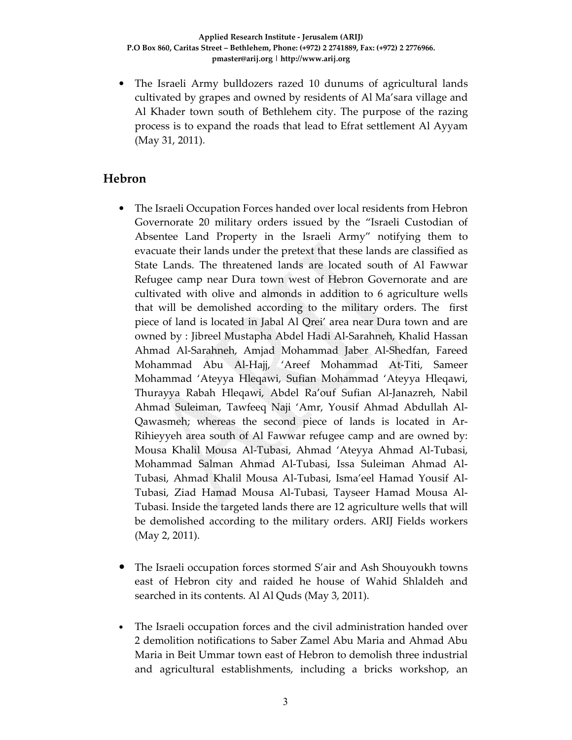- The Israeli Army bulldozers razed 10 dunums of agricultural lands cultivated by grapes and owned by residents of Al Ma'sara village and Al Khader town south of Bethlehem city. The purpose of the razing process is to expand the roads that lead to Efrat settlement Al Ayyam (May 31, 2011).

## Hebron

- The Israeli Occupation Forces handed over local residents from Hebron Governorate 20 military orders issued by the "Israeli Custodian of Absentee Land Property in the Israeli Army" notifying them to evacuate their lands under the pretext that these lands are classified as State Lands. The threatened lands are located south of Al Fawwar Refugee camp near Dura town west of Hebron Governorate and are cultivated with olive and almonds in addition to 6 agriculture wells that will be demolished according to the military orders. The first piece of land is located in Jabal Al Qrei' area near Dura town and are owned by : Jibreel Mustapha Abdel Hadi Al-Sarahneh, Khalid Hassan Ahmad Al-Sarahneh, Amjad Mohammad Jaber Al-Shedfan, Fareed Mohammad Abu Al-Hajj, 'Areef Mohammad At-Titi, Sameer Mohammad 'Ateyya Hleqawi, Sufian Mohammad 'Ateyya Hleqawi, Thurayya Rabah Hleqawi, Abdel Ra'ouf Sufian Al-Janazreh, Nabil Ahmad Suleiman, Tawfeeq Naji 'Amr, Yousif Ahmad Abdullah Al-Qawasmeh; whereas the second piece of lands is located in Ar-Rihieyyeh area south of Al Fawwar refugee camp and are owned by: Mousa Khalil Mousa Al-Tubasi, Ahmad 'Ateyya Ahmad Al-Tubasi, Mohammad Salman Ahmad Al-Tubasi, Issa Suleiman Ahmad Al-Tubasi, Ahmad Khalil Mousa Al-Tubasi, Isma'eel Hamad Yousif Al-Tubasi, Ziad Hamad Mousa Al-Tubasi, Tayseer Hamad Mousa Al-Tubasi. Inside the targeted lands there are 12 agriculture wells that will be demolished according to the military orders. ARIJ Fields workers (May 2, 2011).

- The Israeli occupation forces stormed S'air and Ash Shouyoukh towns east of Hebron city and raided he house of Wahid Shlaldeh and searched in its contents. Al Al Quds (May 3, 2011).

- The Israeli occupation forces and the civil administration handed over 2 demolition notifications to Saber Zamel Abu Maria and Ahmad Abu Maria in Beit Ummar town east of Hebron to demolish three industrial and agricultural establishments, including a bricks workshop, an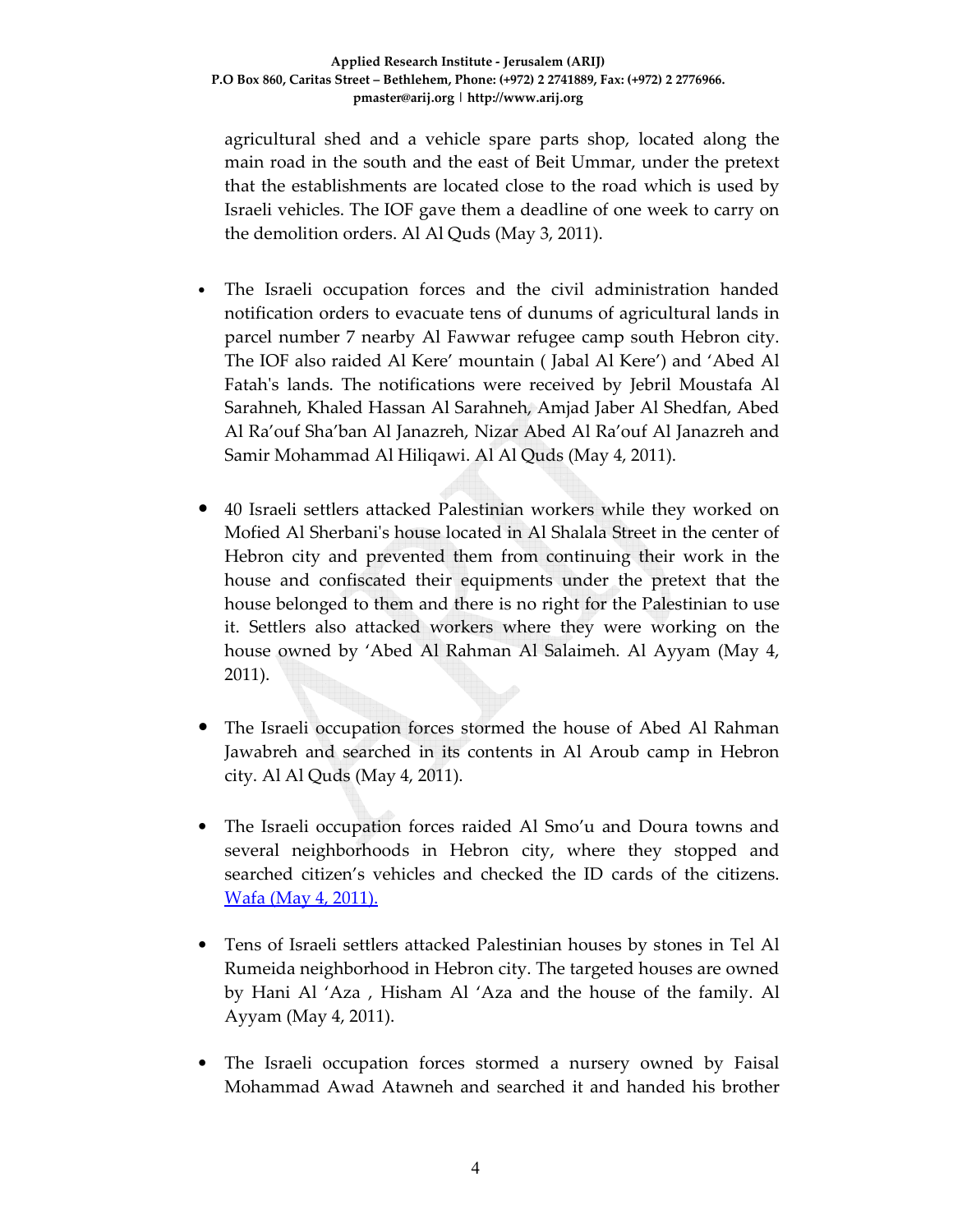agricultural shed and a vehicle spare parts shop, located along the main road in the south and the east of Beit Ummar, under the pretext that the establishments are located close to the road which is used by Israeli vehicles. The IOF gave them a deadline of one week to carry on the demolition orders. Al Al Quds (May 3, 2011).

- The Israeli occupation forces and the civil administration handed notification orders to evacuate tens of dunums of agricultural lands in parcel number 7 nearby Al Fawwar refugee camp south Hebron city. The IOF also raided Al Kere' mountain ( Jabal Al Kere') and 'Abed Al Fatah's lands. The notifications were received by Jebril Moustafa Al Sarahneh, Khaled Hassan Al Sarahneh, Amjad Jaber Al Shedfan, Abed Al Ra'ouf Sha'ban Al Janazreh, Nizar Abed Al Ra'ouf Al Janazreh and Samir Mohammad Al Hiliqawi. Al Al Quds (May 4, 2011).

- 40 Israeli settlers attacked Palestinian workers while they worked on Mofied Al Sherbani's house located in Al Shalala Street in the center of Hebron city and prevented them from continuing their work in the house and confiscated their equipments under the pretext that the house belonged to them and there is no right for the Palestinian to use it. Settlers also attacked workers where they were working on the house owned by 'Abed Al Rahman Al Salaimeh. Al Ayyam (May 4, 2011).

- The Israeli occupation forces stormed the house of Abed Al Rahman Jawabreh and searched in its contents in Al Aroub camp in Hebron city. Al Al Quds (May 4, 2011).

- The Israeli occupation forces raided Al Smo'u and Doura towns and several neighborhoods in Hebron city, where they stopped and searched citizen's vehicles and checked the ID cards of the citizens. Wafa (May 4, 2011).

- Tens of Israeli settlers attacked Palestinian houses by stones in Tel Al Rumeida neighborhood in Hebron city. The targeted houses are owned by Hani Al 'Aza , Hisham Al 'Aza and the house of the family. Al Ayyam (May 4, 2011).

- The Israeli occupation forces stormed a nursery owned by Faisal Mohammad Awad Atawneh and searched it and handed his brother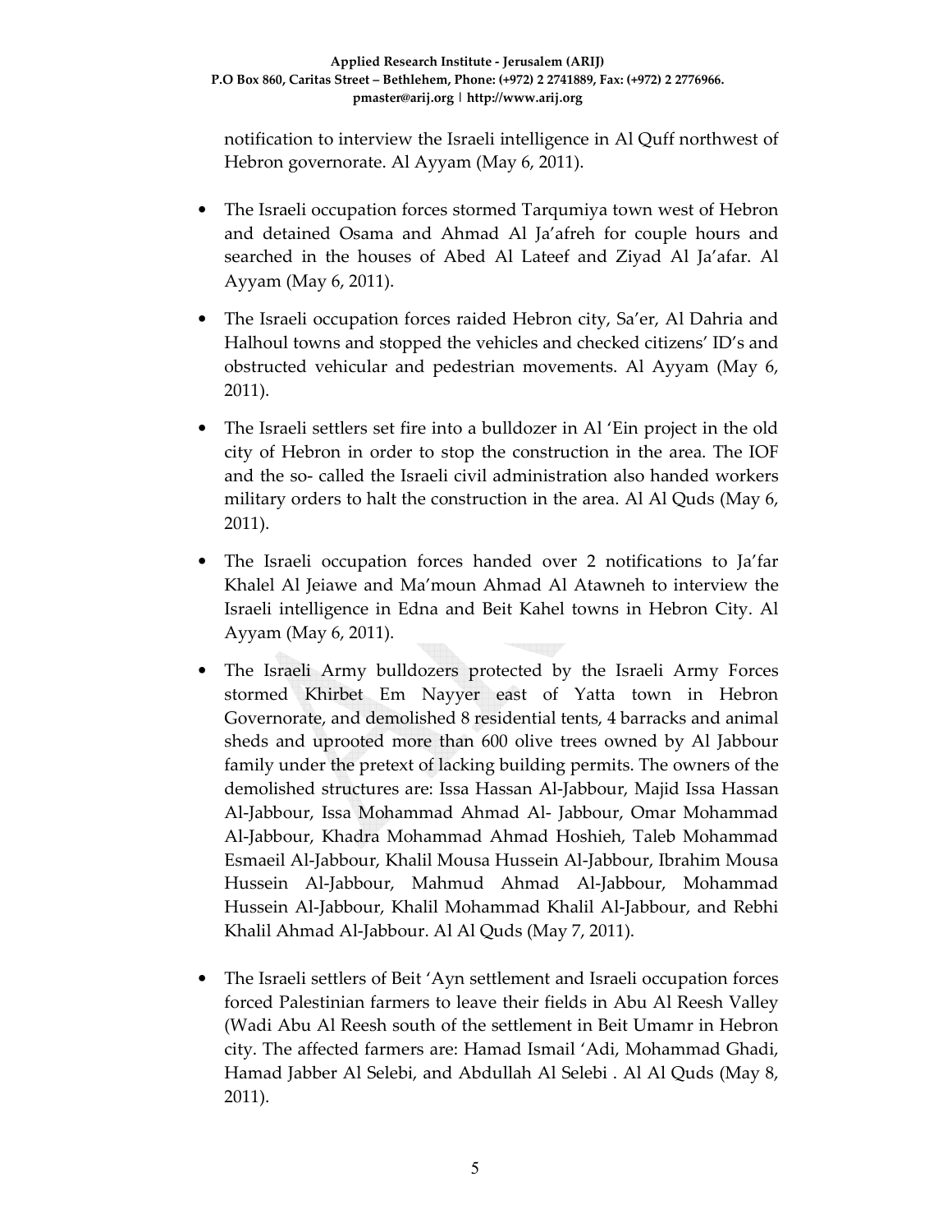notification to interview the Israeli intelligence in Al Quff northwest of Hebron governorate. Al Ayyam (May 6, 2011).

- The Israeli occupation forces stormed Tarqumiya town west of Hebron and detained Osama and Ahmad Al Ja'afreh for couple hours and searched in the houses of Abed Al Lateef and Ziyad Al Ja'afar. Al Ayyam (May 6, 2011).

- The Israeli occupation forces raided Hebron city, Sa'er, Al Dahria and Halhoul towns and stopped the vehicles and checked citizens' ID's and obstructed vehicular and pedestrian movements. Al Ayyam (May 6, 2011).

- The Israeli settlers set fire into a bulldozer in Al 'Ein project in the old city of Hebron in order to stop the construction in the area. The IOF and the so- called the Israeli civil administration also handed workers military orders to halt the construction in the area. Al Al Quds (May 6, 2011).

- The Israeli occupation forces handed over 2 notifications to Ja'far Khalel Al Jeiawe and Ma'moun Ahmad Al Atawneh to interview the Israeli intelligence in Edna and Beit Kahel towns in Hebron City. Al Ayyam (May 6, 2011).

- The Israeli Army bulldozers protected by the Israeli Army Forces stormed Khirbet Em Nayyer east of Yatta town in Hebron Governorate, and demolished 8 residential tents, 4 barracks and animal sheds and uprooted more than 600 olive trees owned by Al Jabbour family under the pretext of lacking building permits. The owners of the demolished structures are: Issa Hassan Al-Jabbour, Majid Issa Hassan Al-Jabbour, Issa Mohammad Ahmad Al- Jabbour, Omar Mohammad Al-Jabbour, Khadra Mohammad Ahmad Hoshieh, Taleb Mohammad Esmaeil Al-Jabbour, Khalil Mousa Hussein Al-Jabbour, Ibrahim Mousa Hussein Al-Jabbour, Mahmud Ahmad Al-Jabbour, Mohammad Hussein Al-Jabbour, Khalil Mohammad Khalil Al-Jabbour, and Rebhi Khalil Ahmad Al-Jabbour. Al Al Quds (May 7, 2011).

- The Israeli settlers of Beit 'Ayn settlement and Israeli occupation forces forced Palestinian farmers to leave their fields in Abu Al Reesh Valley (Wadi Abu Al Reesh south of the settlement in Beit Umamr in Hebron city. The affected farmers are: Hamad Ismail 'Adi, Mohammad Ghadi, Hamad Jabber Al Selebi, and Abdullah Al Selebi . Al Al Quds (May 8, 2011).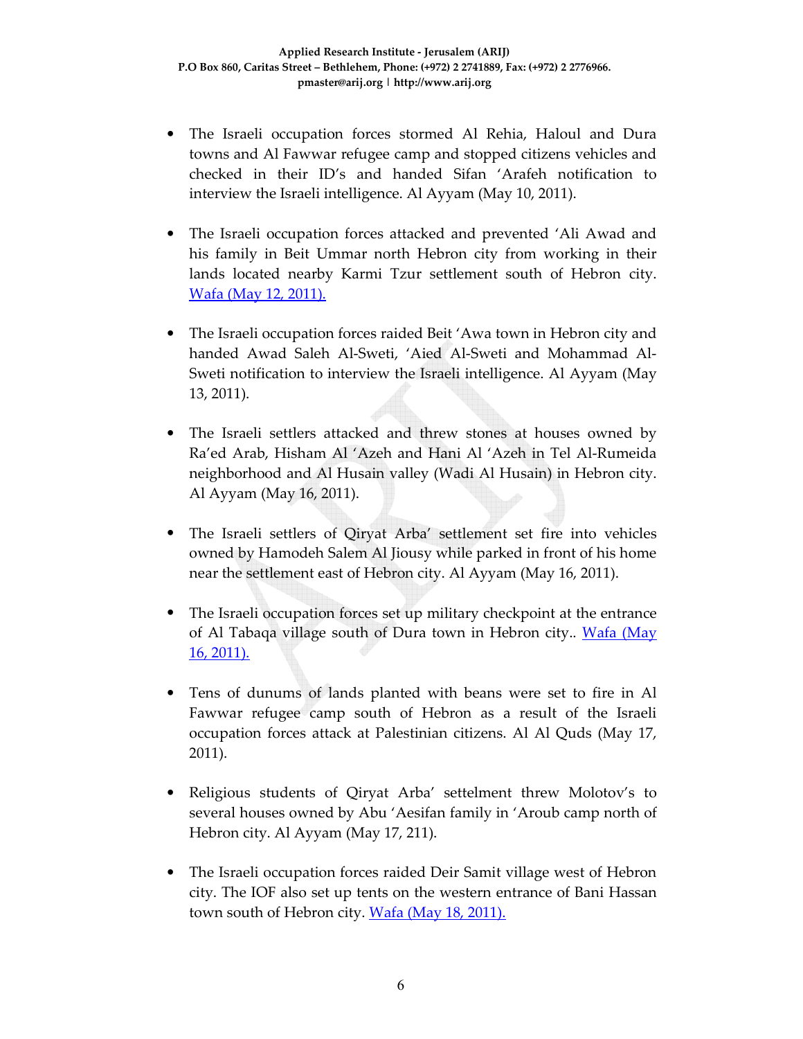- The Israeli occupation forces stormed Al Rehia, Haloul and Dura towns and Al Fawwar refugee camp and stopped citizens vehicles and checked in their ID's and handed Sifan 'Arafeh notification to interview the Israeli intelligence. Al Ayyam (May 10, 2011).

- The Israeli occupation forces attacked and prevented 'Ali Awad and his family in Beit Ummar north Hebron city from working in their lands located nearby Karmi Tzur settlement south of Hebron city. Wafa (May 12, 2011).

- The Israeli occupation forces raided Beit 'Awa town in Hebron city and handed Awad Saleh Al-Sweti, 'Aied Al-Sweti and Mohammad Al-Sweti notification to interview the Israeli intelligence. Al Ayyam (May 13, 2011).

- The Israeli settlers attacked and threw stones at houses owned by Ra'ed Arab, Hisham Al 'Azeh and Hani Al 'Azeh in Tel Al-Rumeida neighborhood and Al Husain valley (Wadi Al Husain) in Hebron city. Al Ayyam (May 16, 2011).

- The Israeli settlers of Qiryat Arba' settlement set fire into vehicles owned by Hamodeh Salem Al Jiousy while parked in front of his home near the settlement east of Hebron city. Al Ayyam (May 16, 2011).

- The Israeli occupation forces set up military checkpoint at the entrance of Al Tabaqa village south of Dura town in Hebron city.. Wafa (May 16, 2011).

- Tens of dunums of lands planted with beans were set to fire in Al Fawwar refugee camp south of Hebron as a result of the Israeli occupation forces attack at Palestinian citizens. Al Al Quds (May 17, 2011).

- Religious students of Qiryat Arba' settlement threw Molotov's to several houses owned by Abu 'Aesifan family in 'Aroub camp north of Hebron city. Al Ayyam (May 17, 211).

- The Israeli occupation forces raided Deir Samit village west of Hebron city. The IOF also set up tents on the western entrance of Bani Hassan town south of Hebron city. Wafa (May 18, 2011).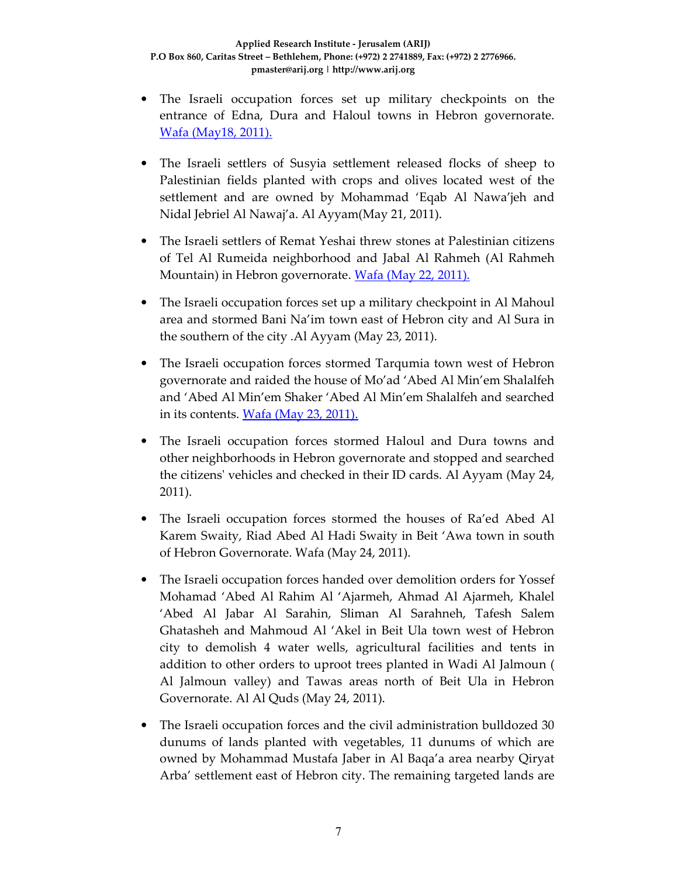- The Israeli occupation forces set up military checkpoints on the entrance of Edna, Dura and Haloul towns in Hebron governorate. [Wafa (May18, 2011).]

- The Israeli settlers of Susyia settlement released flocks of sheep to Palestinian fields planted with crops and olives located west of the settlement and are owned by Mohammad 'Eqab Al Nawa'jeh and Nidal Jebriel Al Nawaj'a. Al Ayyam(May 21, 2011).

- The Israeli settlers of Remat Yeshai threw stones at Palestinian citizens of Tel Al Rumeida neighborhood and Jabal Al Rahmeh (Al Rahmeh Mountain) in Hebron governorate. [Wafa (May 22, 2011).]

- The Israeli occupation forces set up a military checkpoint in Al Mahoul area and stormed Bani Na'im town east of Hebron city and Al Sura in the southern of the city .Al Ayyam (May 23, 2011).

- The Israeli occupation forces stormed Tarqumia town west of Hebron governorate and raided the house of Mo'ad 'Abed Al Min'em Shalalfeh and 'Abed Al Min'em Shaker 'Abed Al Min'em Shalalfeh and searched in its contents. [Wafa (May 23, 2011).]

- The Israeli occupation forces stormed Haloul and Dura towns and other neighborhoods in Hebron governorate and stopped and searched the citizens' vehicles and checked in their ID cards. Al Ayyam (May 24, 2011).

- The Israeli occupation forces stormed the houses of Ra'ed Abed Al Karem Swaity, Riad Abed Al Hadi Swaity in Beit 'Awa town in south of Hebron Governorate. Wafa (May 24, 2011).

- The Israeli occupation forces handed over demolition orders for Yossef Mohamad 'Abed Al Rahim Al 'Ajarmeh, Ahmad Al Ajarmeh, Khalel 'Abed Al Jabar Al Sarahin, Sliman Al Sarahneh, Tafesh Salem Ghatasheh and Mahmoud Al 'Akel in Beit Ula town west of Hebron city to demolish 4 water wells, agricultural facilities and tents in addition to other orders to uproot trees planted in Wadi Al Jalmoun ( Al Jalmoun valley) and Tawas areas north of Beit Ula in Hebron Governorate. Al Al Quds (May 24, 2011).

- The Israeli occupation forces and the civil administration bulldozed 30 dunums of lands planted with vegetables, 11 dunums of which are owned by Mohammad Mustafa Jaber in Al Baqa'a area nearby Qiryat Arba' settlement east of Hebron city. The remaining targeted lands are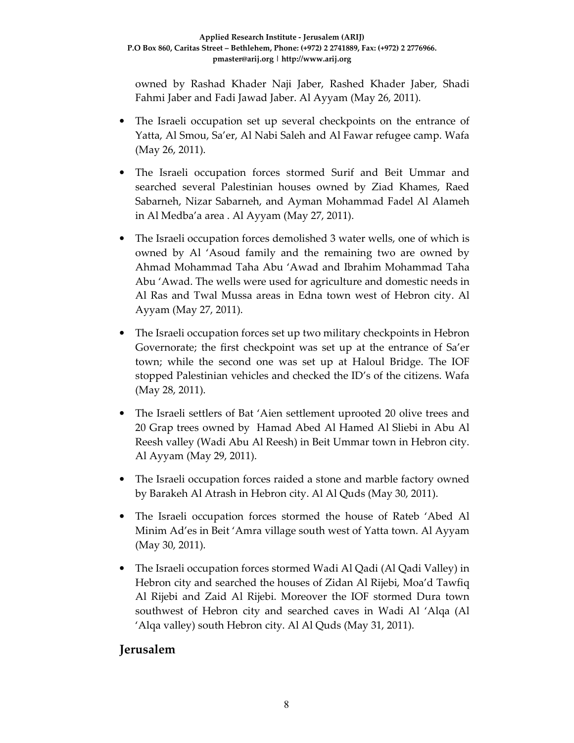owned by Rashad Khader Naji Jaber, Rashed Khader Jaber, Shadi Fahmi Jaber and Fadi Jawad Jaber. Al Ayyam (May 26, 2011).

- The Israeli occupation set up several checkpoints on the entrance of Yatta, Al Smou, Sa'er, Al Nabi Saleh and Al Fawar refugee camp. Wafa (May 26, 2011).

- The Israeli occupation forces stormed Surif and Beit Ummar and searched several Palestinian houses owned by Ziad Khames, Raed Sabarneh, Nizar Sabarneh, and Ayman Mohammad Fadel Al Alameh in Al Medba'a area . Al Ayyam (May 27, 2011).

- The Israeli occupation forces demolished 3 water wells, one of which is owned by Al 'Asoud family and the remaining two are owned by Ahmad Mohammad Taha Abu 'Awad and Ibrahim Mohammad Taha Abu 'Awad. The wells were used for agriculture and domestic needs in Al Ras and Twal Mussa areas in Edna town west of Hebron city. Al Ayyam (May 27, 2011).

- The Israeli occupation forces set up two military checkpoints in Hebron Governorate; the first checkpoint was set up at the entrance of Sa'er town; while the second one was set up at Haloul Bridge. The IOF stopped Palestinian vehicles and checked the ID's of the citizens. Wafa (May 28, 2011).

- The Israeli settlers of Bat 'Aien settlement uprooted 20 olive trees and 20 Grap trees owned by Hamad Abed Al Hamed Al Sliebi in Abu Al Reesh valley (Wadi Abu Al Reesh) in Beit Ummar town in Hebron city. Al Ayyam (May 29, 2011).

- The Israeli occupation forces raided a stone and marble factory owned by Barakeh Al Atrash in Hebron city. Al Al Quds (May 30, 2011).

- The Israeli occupation forces stormed the house of Rateb 'Abed Al Minim Ad'es in Beit 'Amra village south west of Yatta town. Al Ayyam (May 30, 2011).

- The Israeli occupation forces stormed Wadi Al Qadi (Al Qadi Valley) in Hebron city and searched the houses of Zidan Al Rijebi, Moa'd Tawfiq Al Rijebi and Zaid Al Rijebi. Moreover the IOF stormed Dura town southwest of Hebron city and searched caves in Wadi Al 'Alqa (Al 'Alqa valley) south Hebron city. Al Al Quds (May 31, 2011).

## Jerusalem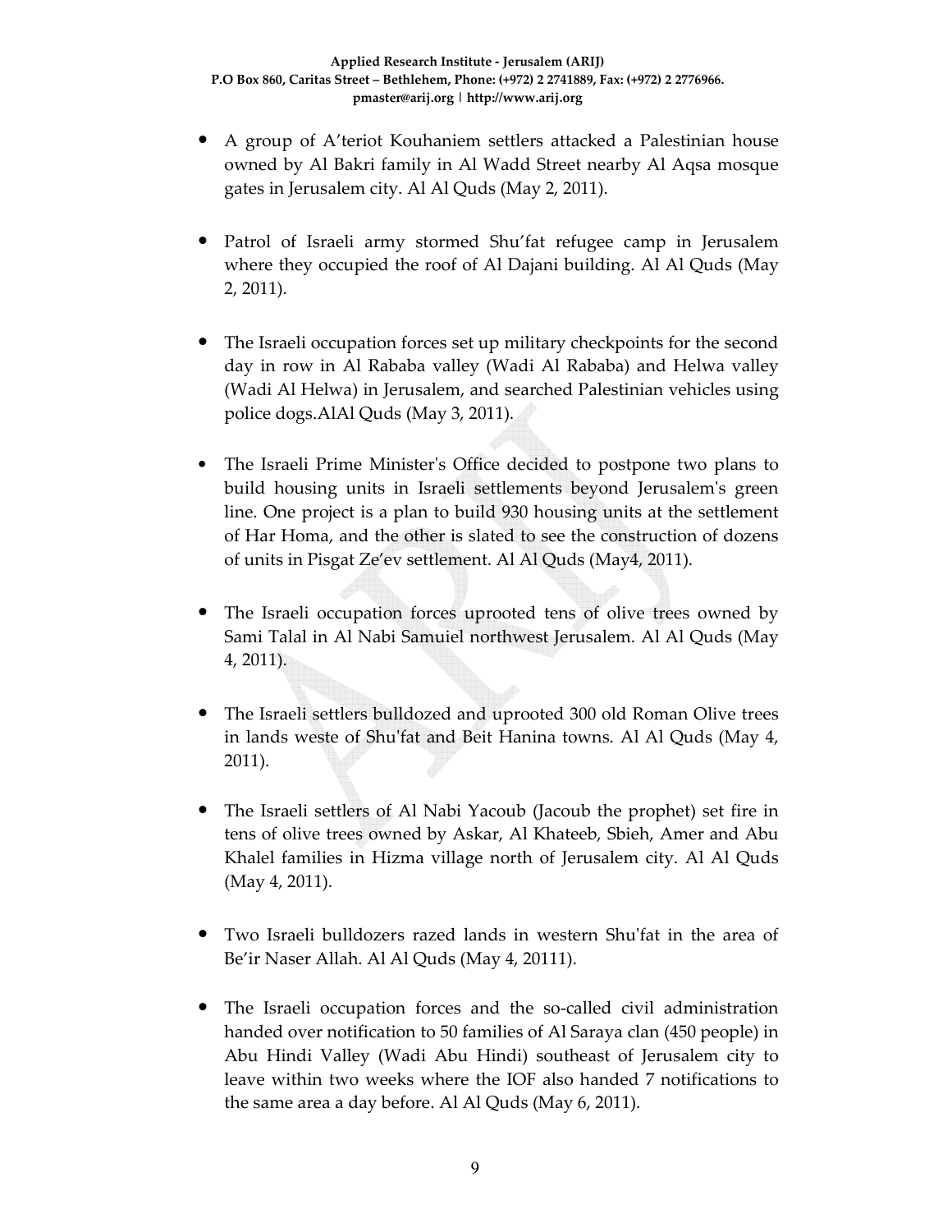- A group of A'teriot Kouhaniem settlers attacked a Palestinian house owned by Al Bakri family in Al Wadd Street nearby Al Aqsa mosque gates in Jerusalem city. Al Al Quds (May 2, 2011).

- Patrol of Israeli army stormed Shu'fat refugee camp in Jerusalem where they occupied the roof of Al Dajani building. Al Al Quds (May 2, 2011).

- The Israeli occupation forces set up military checkpoints for the second day in row in Al Rababa valley (Wadi Al Rababa) and Helwa valley (Wadi Al Helwa) in Jerusalem, and searched Palestinian vehicles using police dogs.AlAl Quds (May 3, 2011).

- The Israeli Prime Minister's Office decided to postpone two plans to build housing units in Israeli settlements beyond Jerusalem's green line. One project is a plan to build 930 housing units at the settlement of Har Homa, and the other is slated to see the construction of dozens of units in Pisgat Ze'ev settlement. Al Al Quds (May4, 2011).

- The Israeli occupation forces uprooted tens of olive trees owned by Sami Talal in Al Nabi Samuiel northwest Jerusalem. Al Al Quds (May 4, 2011).

- The Israeli settlers bulldozed and uprooted 300 old Roman Olive trees in lands weste of Shu'fat and Beit Hanina towns. Al Al Quds (May 4, 2011).

- The Israeli settlers of Al Nabi Yacoub (Jacoub the prophet) set fire in tens of olive trees owned by Askar, Al Khateeb, Sbieh, Amer and Abu Khalel families in Hizma village north of Jerusalem city. Al Al Quds (May 4, 2011).

- Two Israeli bulldozers razed lands in western Shu'fat in the area of Be'ir Naser Allah. Al Al Quds (May 4, 20111).

- The Israeli occupation forces and the so-called civil administration handed over notification to 50 families of Al Saraya clan (450 people) in Abu Hindi Valley (Wadi Abu Hindi) southeast of Jerusalem city to leave within two weeks where the IOF also handed 7 notifications to the same area a day before. Al Al Quds (May 6, 2011).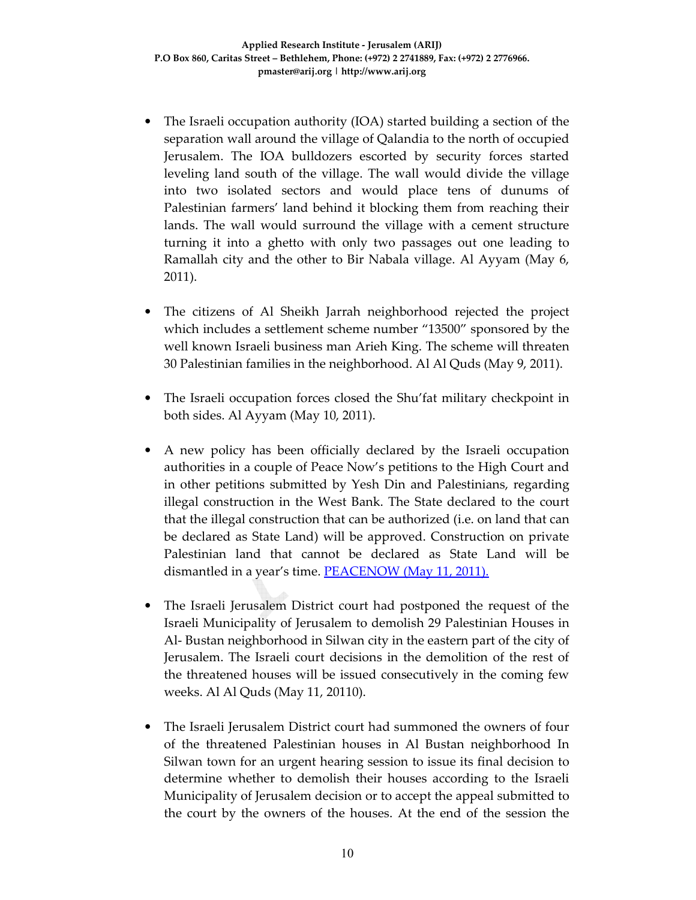- The Israeli occupation authority (IOA) started building a section of the separation wall around the village of Qalandia to the north of occupied Jerusalem. The IOA bulldozers escorted by security forces started leveling land south of the village. The wall would divide the village into two isolated sectors and would place tens of dunums of Palestinian farmers' land behind it blocking them from reaching their lands. The wall would surround the village with a cement structure turning it into a ghetto with only two passages out one leading to Ramallah city and the other to Bir Nabala village. Al Ayyam (May 6, 2011).

- The citizens of Al Sheikh Jarrah neighborhood rejected the project which includes a settlement scheme number "13500" sponsored by the well known Israeli business man Arieh King. The scheme will threaten 30 Palestinian families in the neighborhood. Al Al Quds (May 9, 2011).

- The Israeli occupation forces closed the Shu'fat military checkpoint in both sides. Al Ayyam (May 10, 2011).

- A new policy has been officially declared by the Israeli occupation authorities in a couple of Peace Now's petitions to the High Court and in other petitions submitted by Yesh Din and Palestinians, regarding illegal construction in the West Bank. The State declared to the court that the illegal construction that can be authorized (i.e. on land that can be declared as State Land) will be approved. Construction on private Palestinian land that cannot be declared as State Land will be dismantled in a year's time. PEACENOW (May 11, 2011).

- The Israeli Jerusalem District court had postponed the request of the Israeli Municipality of Jerusalem to demolish 29 Palestinian Houses in Al- Bustan neighborhood in Silwan city in the eastern part of the city of Jerusalem. The Israeli court decisions in the demolition of the rest of the threatened houses will be issued consecutively in the coming few weeks. Al Al Quds (May 11, 20110).

- The Israeli Jerusalem District court had summoned the owners of four of the threatened Palestinian houses in Al Bustan neighborhood In Silwan town for an urgent hearing session to issue its final decision to determine whether to demolish their houses according to the Israeli Municipality of Jerusalem decision or to accept the appeal submitted to the court by the owners of the houses. At the end of the session the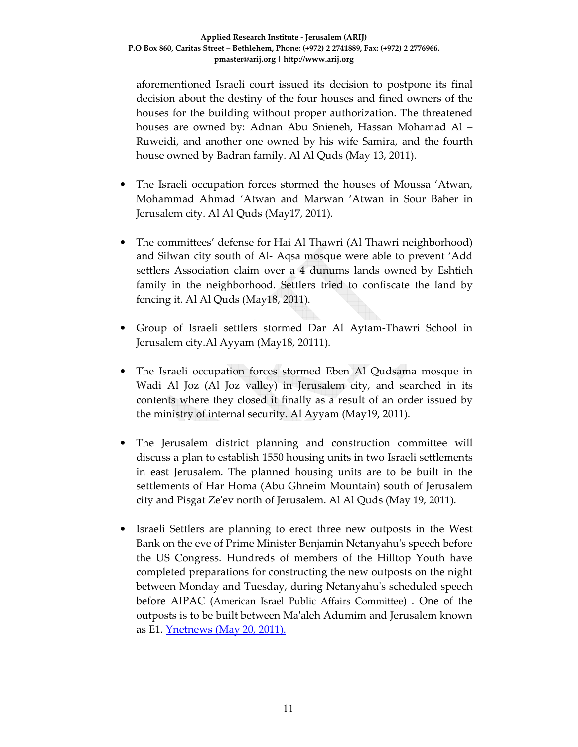aforementioned Israeli court issued its decision to postpone its final decision about the destiny of the four houses and fined owners of the houses for the building without proper authorization. The threatened houses are owned by: Adnan Abu Snieneh, Hassan Mohamad Al – Ruweidi, and another one owned by his wife Samira, and the fourth house owned by Badran family. Al Al Quds (May 13, 2011).

- The Israeli occupation forces stormed the houses of Moussa 'Atwan, Mohammad Ahmad 'Atwan and Marwan 'Atwan in Sour Baher in Jerusalem city. Al Al Quds (May17, 2011).

- The committees' defense for Hai Al Thawri (Al Thawri neighborhood) and Silwan city south of Al- Aqsa mosque were able to prevent 'Add settlers Association claim over a 4 dunums lands owned by Eshtieh family in the neighborhood. Settlers tried to confiscate the land by fencing it. Al Al Quds (May18, 2011).

- Group of Israeli settlers stormed Dar Al Aytam-Thawri School in Jerusalem city.Al Ayyam (May18, 20111).

- The Israeli occupation forces stormed Eben Al Qudsama mosque in Wadi Al Joz (Al Joz valley) in Jerusalem city, and searched in its contents where they closed it finally as a result of an order issued by the ministry of internal security. Al Ayyam (May19, 2011).

- The Jerusalem district planning and construction committee will discuss a plan to establish 1550 housing units in two Israeli settlements in east Jerusalem. The planned housing units are to be built in the settlements of Har Homa (Abu Ghneim Mountain) south of Jerusalem city and Pisgat Ze'ev north of Jerusalem. Al Al Quds (May 19, 2011).

- Israeli Settlers are planning to erect three new outposts in the West Bank on the eve of Prime Minister Benjamin Netanyahu's speech before the US Congress. Hundreds of members of the Hilltop Youth have completed preparations for constructing the new outposts on the night between Monday and Tuesday, during Netanyahu's scheduled speech before AIPAC (American Israel Public Affairs Committee) . One of the outposts is to be built between Ma'aleh Adumim and Jerusalem known as E1. Ynetnews (May 20, 2011).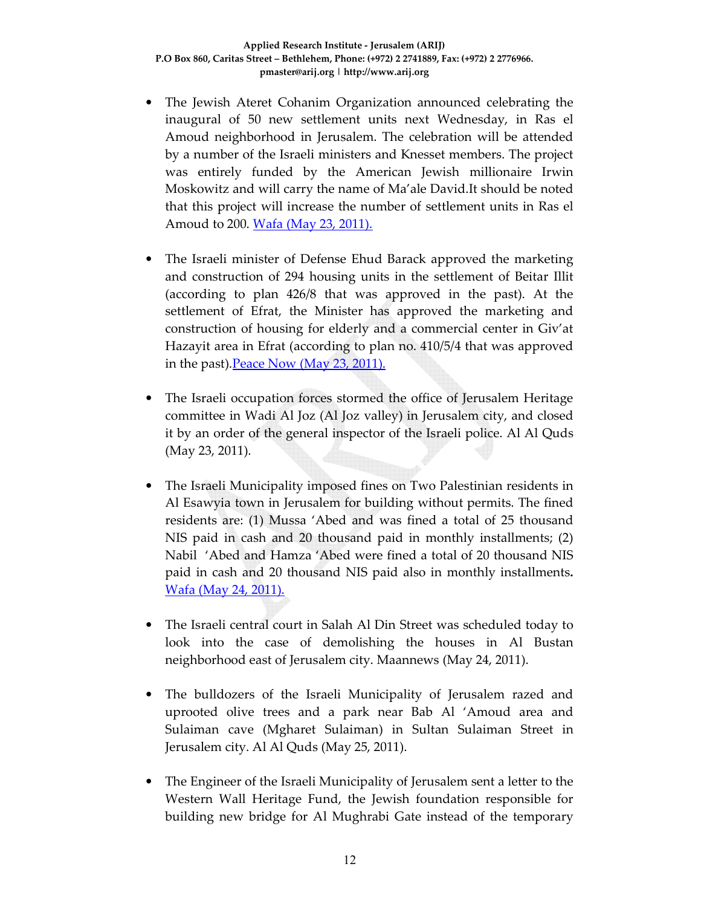- The Jewish Ateret Cohanim Organization announced celebrating the inaugural of 50 new settlement units next Wednesday, in Ras el Amoud neighborhood in Jerusalem. The celebration will be attended by a number of the Israeli ministers and Knesset members. The project was entirely funded by the American Jewish millionaire Irwin Moskowitz and will carry the name of Ma'ale David.It should be noted that this project will increase the number of settlement units in Ras el Amoud to 200. Wafa (May 23, 2011).

- The Israeli minister of Defense Ehud Barack approved the marketing and construction of 294 housing units in the settlement of Beitar Illit (according to plan 426/8 that was approved in the past). At the settlement of Efrat, the Minister has approved the marketing and construction of housing for elderly and a commercial center in Giv'at Hazayit area in Efrat (according to plan no. 410/5/4 that was approved in the past).Peace Now (May 23, 2011).

- The Israeli occupation forces stormed the office of Jerusalem Heritage committee in Wadi Al Joz (Al Joz valley) in Jerusalem city, and closed it by an order of the general inspector of the Israeli police. Al Al Quds (May 23, 2011).

- The Israeli Municipality imposed fines on Two Palestinian residents in Al Esawyia town in Jerusalem for building without permits. The fined residents are: (1) Mussa 'Abed and was fined a total of 25 thousand NIS paid in cash and 20 thousand paid in monthly installments; (2) Nabil 'Abed and Hamza 'Abed were fined a total of 20 thousand NIS paid in cash and 20 thousand NIS paid also in monthly installments**.** Wafa (May 24, 2011).

- The Israeli central court in Salah Al Din Street was scheduled today to look into the case of demolishing the houses in Al Bustan neighborhood east of Jerusalem city. Maannews (May 24, 2011).

- The bulldozers of the Israeli Municipality of Jerusalem razed and uprooted olive trees and a park near Bab Al 'Amoud area and Sulaiman cave (Mgharet Sulaiman) in Sultan Sulaiman Street in Jerusalem city. Al Al Quds (May 25, 2011).

- The Engineer of the Israeli Municipality of Jerusalem sent a letter to the Western Wall Heritage Fund, the Jewish foundation responsible for building new bridge for Al Mughrabi Gate instead of the temporary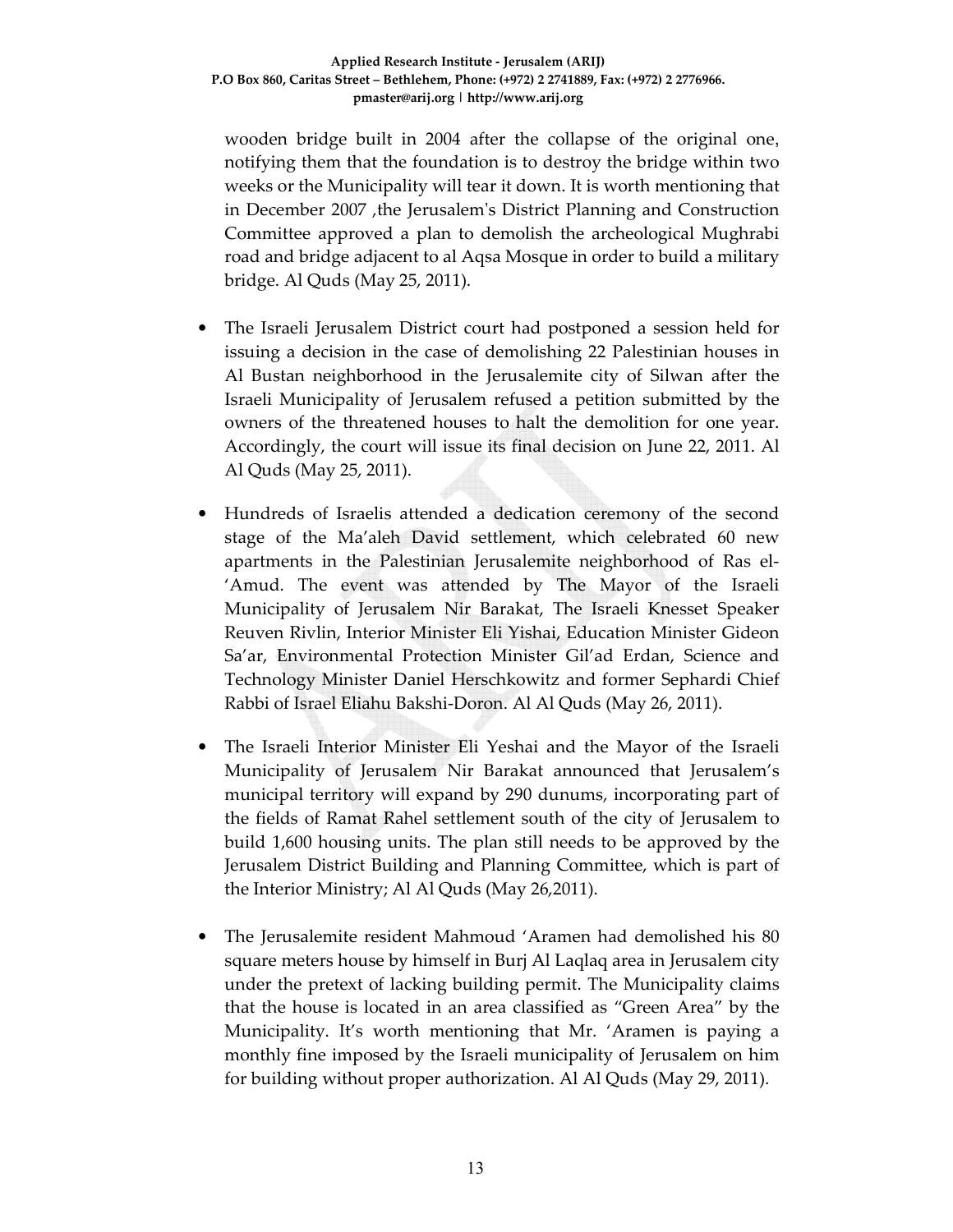wooden bridge built in 2004 after the collapse of the original one, notifying them that the foundation is to destroy the bridge within two weeks or the Municipality will tear it down. It is worth mentioning that in December 2007 ,the Jerusalem's District Planning and Construction Committee approved a plan to demolish the archeological Mughrabi road and bridge adjacent to al Aqsa Mosque in order to build a military bridge. Al Quds (May 25, 2011).

- The Israeli Jerusalem District court had postponed a session held for issuing a decision in the case of demolishing 22 Palestinian houses in Al Bustan neighborhood in the Jerusalemite city of Silwan after the Israeli Municipality of Jerusalem refused a petition submitted by the owners of the threatened houses to halt the demolition for one year. Accordingly, the court will issue its final decision on June 22, 2011. Al Al Quds (May 25, 2011).

- Hundreds of Israelis attended a dedication ceremony of the second stage of the Ma'aleh David settlement, which celebrated 60 new apartments in the Palestinian Jerusalemite neighborhood of Ras el-'Amud. The event was attended by The Mayor of the Israeli Municipality of Jerusalem Nir Barakat, The Israeli Knesset Speaker Reuven Rivlin, Interior Minister Eli Yishai, Education Minister Gideon Sa'ar, Environmental Protection Minister Gil'ad Erdan, Science and Technology Minister Daniel Herschkowitz and former Sephardi Chief Rabbi of Israel Eliahu Bakshi-Doron. Al Al Quds (May 26, 2011).

- The Israeli Interior Minister Eli Yeshai and the Mayor of the Israeli Municipality of Jerusalem Nir Barakat announced that Jerusalem's municipal territory will expand by 290 dunums, incorporating part of the fields of Ramat Rahel settlement south of the city of Jerusalem to build 1,600 housing units. The plan still needs to be approved by the Jerusalem District Building and Planning Committee, which is part of the Interior Ministry; Al Al Quds (May 26,2011).

- The Jerusalemite resident Mahmoud 'Aramen had demolished his 80 square meters house by himself in Burj Al Laqlaq area in Jerusalem city under the pretext of lacking building permit. The Municipality claims that the house is located in an area classified as "Green Area" by the Municipality. It's worth mentioning that Mr. 'Aramen is paying a monthly fine imposed by the Israeli municipality of Jerusalem on him for building without proper authorization. Al Al Quds (May 29, 2011).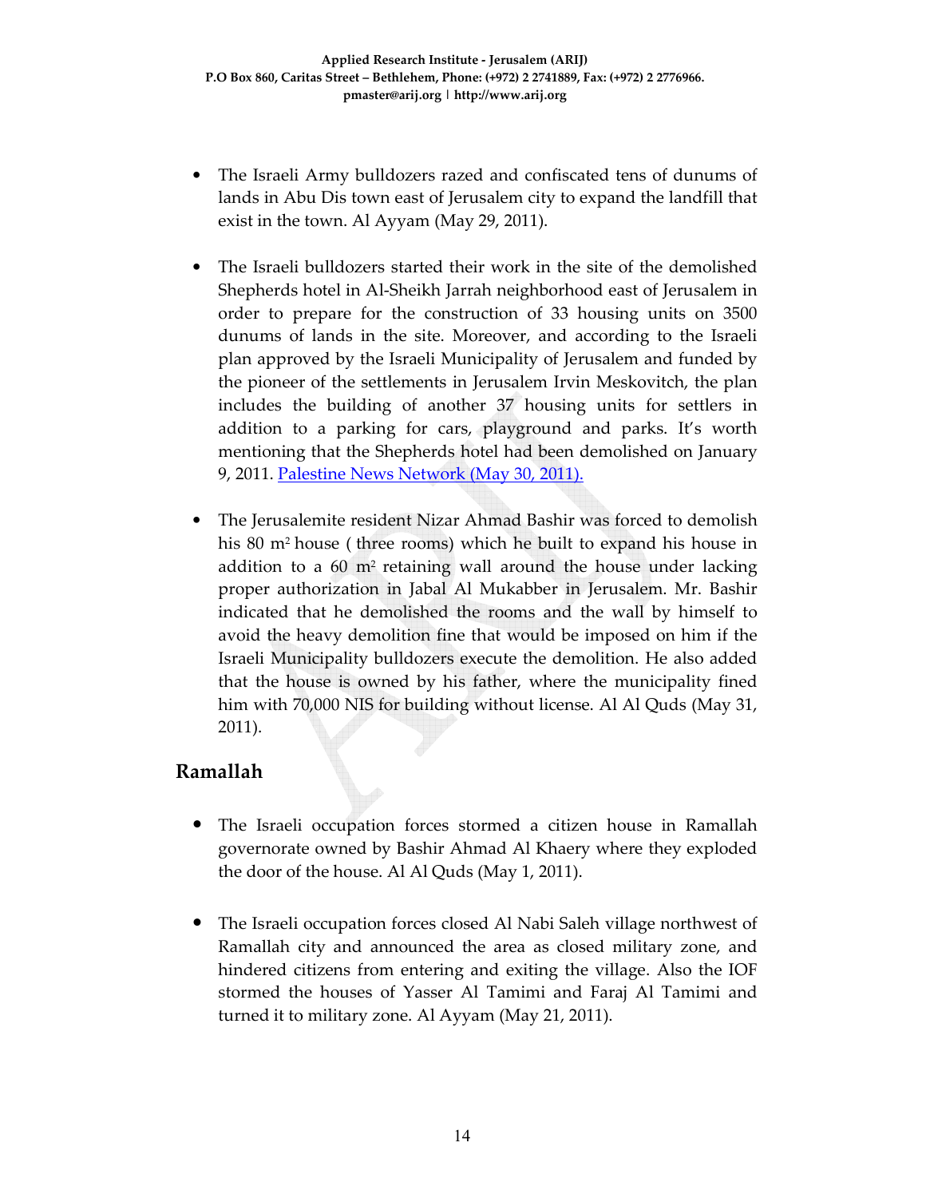- The Israeli Army bulldozers razed and confiscated tens of dunums of lands in Abu Dis town east of Jerusalem city to expand the landfill that exist in the town. Al Ayyam (May 29, 2011).

- The Israeli bulldozers started their work in the site of the demolished Shepherds hotel in Al-Sheikh Jarrah neighborhood east of Jerusalem in order to prepare for the construction of 33 housing units on 3500 dunums of lands in the site. Moreover, and according to the Israeli plan approved by the Israeli Municipality of Jerusalem and funded by the pioneer of the settlements in Jerusalem Irvin Meskovitch, the plan includes the building of another 37 housing units for settlers in addition to a parking for cars, playground and parks. It's worth mentioning that the Shepherds hotel had been demolished on January 9, 2011. [Palestine News Network (May 30, 2011).]

- The Jerusalemite resident Nizar Ahmad Bashir was forced to demolish his 80 $m^2$ house ( three rooms) which he built to expand his house in addition to a 60 $m^2$ retaining wall around the house under lacking proper authorization in Jabal Al Mukabber in Jerusalem. Mr. Bashir indicated that he demolished the rooms and the wall by himself to avoid the heavy demolition fine that would be imposed on him if the Israeli Municipality bulldozers execute the demolition. He also added that the house is owned by his father, where the municipality fined him with 70,000 NIS for building without license. Al Al Quds (May 31, 2011).

## Ramallah

- The Israeli occupation forces stormed a citizen house in Ramallah governorate owned by Bashir Ahmad Al Khaery where they exploded the door of the house. Al Al Quds (May 1, 2011).

- The Israeli occupation forces closed Al Nabi Saleh village northwest of Ramallah city and announced the area as closed military zone, and hindered citizens from entering and exiting the village. Also the IOF stormed the houses of Yasser Al Tamimi and Faraj Al Tamimi and turned it to military zone. Al Ayyam (May 21, 2011).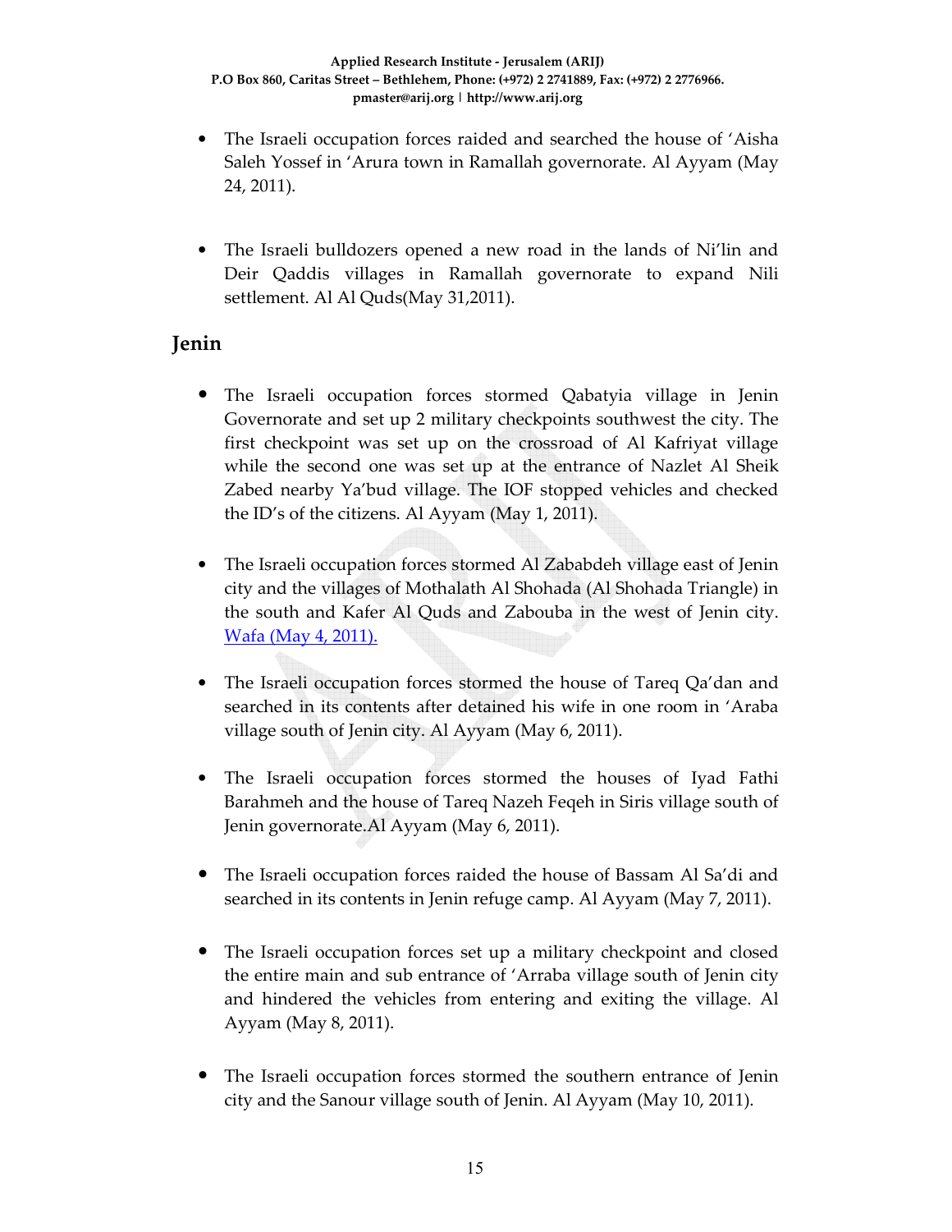- The Israeli occupation forces raided and searched the house of 'Aisha Saleh Yossef in 'Arura town in Ramallah governorate. Al Ayyam (May 24, 2011).

- The Israeli bulldozers opened a new road in the lands of Ni'lin and Deir Qaddis villages in Ramallah governorate to expand Nili settlement. Al Al Quds(May 31,2011).

## Jenin

- The Israeli occupation forces stormed Qabatyia village in Jenin Governorate and set up 2 military checkpoints southwest the city. The first checkpoint was set up on the crossroad of Al Kafriyat village while the second one was set up at the entrance of Nazlet Al Sheik Zabed nearby Ya'bud village. The IOF stopped vehicles and checked the ID's of the citizens. Al Ayyam (May 1, 2011).

- The Israeli occupation forces stormed Al Zababdeh village east of Jenin city and the villages of Mothalath Al Shohada (Al Shohada Triangle) in the south and Kafer Al Quds and Zabouba in the west of Jenin city. Wafa (May 4, 2011).

- The Israeli occupation forces stormed the house of Tareq Qa'dan and searched in its contents after detained his wife in one room in 'Araba village south of Jenin city. Al Ayyam (May 6, 2011).

- The Israeli occupation forces stormed the houses of Iyad Fathi Barahmeh and the house of Tareq Nazeh Feqeh in Siris village south of Jenin governorate.Al Ayyam (May 6, 2011).

- The Israeli occupation forces raided the house of Bassam Al Sa'di and searched in its contents in Jenin refuge camp. Al Ayyam (May 7, 2011).

- The Israeli occupation forces set up a military checkpoint and closed the entire main and sub entrance of 'Arraba village south of Jenin city and hindered the vehicles from entering and exiting the village. Al Ayyam (May 8, 2011).

- The Israeli occupation forces stormed the southern entrance of Jenin city and the Sanour village south of Jenin. Al Ayyam (May 10, 2011).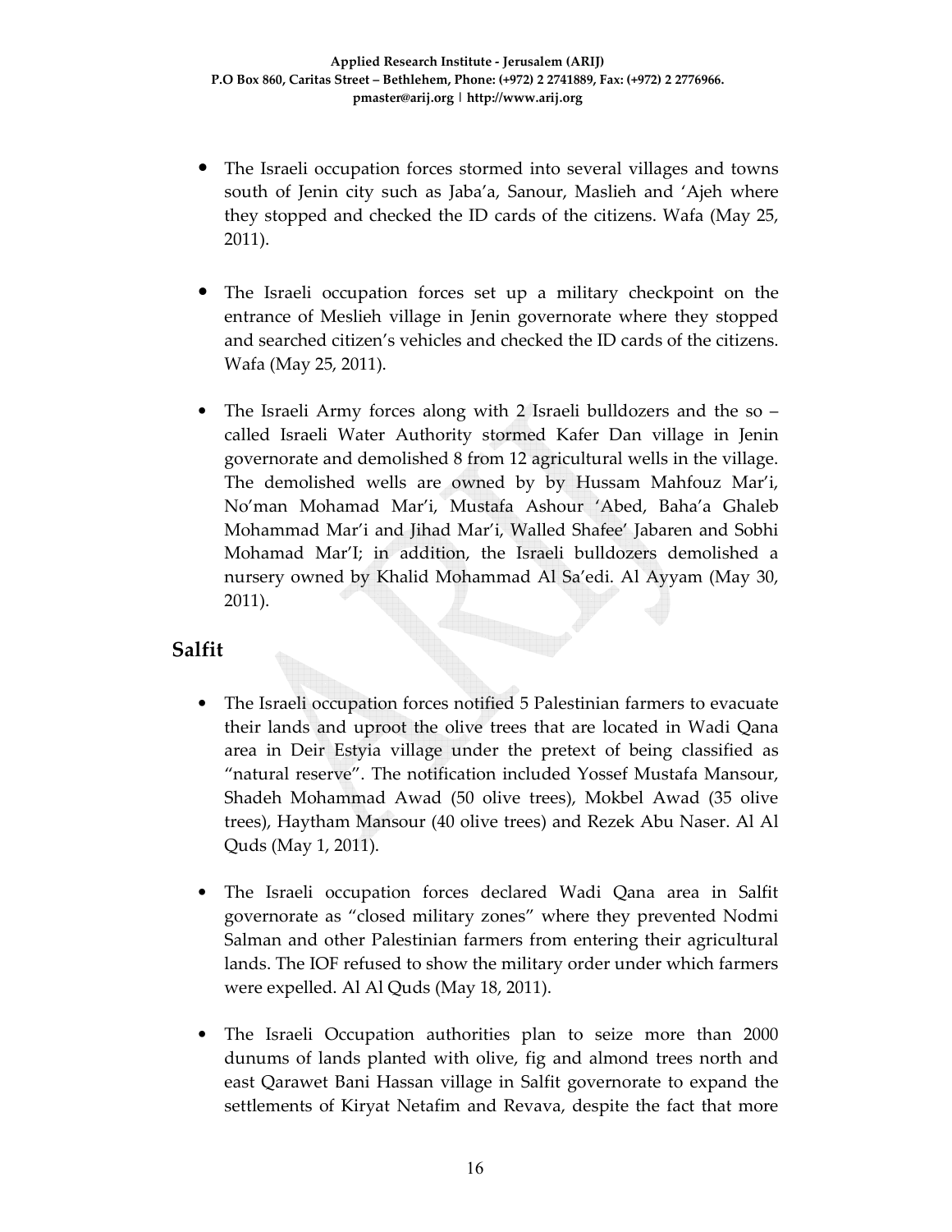- The Israeli occupation forces stormed into several villages and towns south of Jenin city such as Jaba'a, Sanour, Maslieh and 'Ajeh where they stopped and checked the ID cards of the citizens. Wafa (May 25, 2011).

- The Israeli occupation forces set up a military checkpoint on the entrance of Meslieh village in Jenin governorate where they stopped and searched citizen's vehicles and checked the ID cards of the citizens. Wafa (May 25, 2011).

- The Israeli Army forces along with 2 Israeli bulldozers and the so – called Israeli Water Authority stormed Kafer Dan village in Jenin governorate and demolished 8 from 12 agricultural wells in the village. The demolished wells are owned by by Hussam Mahfouz Mar'i, No'man Mohamad Mar'i, Mustafa Ashour 'Abed, Baha'a Ghaleb Mohammad Mar'i and Jihad Mar'i, Walled Shafee' Jabaren and Sobhi Mohamad Mar'I; in addition, the Israeli bulldozers demolished a nursery owned by Khalid Mohammad Al Sa'edi. Al Ayyam (May 30, 2011).

## Salfit

- The Israeli occupation forces notified 5 Palestinian farmers to evacuate their lands and uproot the olive trees that are located in Wadi Qana area in Deir Estyia village under the pretext of being classified as "natural reserve". The notification included Yossef Mustafa Mansour, Shadeh Mohammad Awad (50 olive trees), Mokbel Awad (35 olive trees), Haytham Mansour (40 olive trees) and Rezek Abu Naser. Al Al Quds (May 1, 2011).

- The Israeli occupation forces declared Wadi Qana area in Salfit governorate as "closed military zones" where they prevented Nodmi Salman and other Palestinian farmers from entering their agricultural lands. The IOF refused to show the military order under which farmers were expelled. Al Al Quds (May 18, 2011).

- The Israeli Occupation authorities plan to seize more than 2000 dunums of lands planted with olive, fig and almond trees north and east Qarawet Bani Hassan village in Salfit governorate to expand the settlements of Kiryat Netafim and Revava, despite the fact that more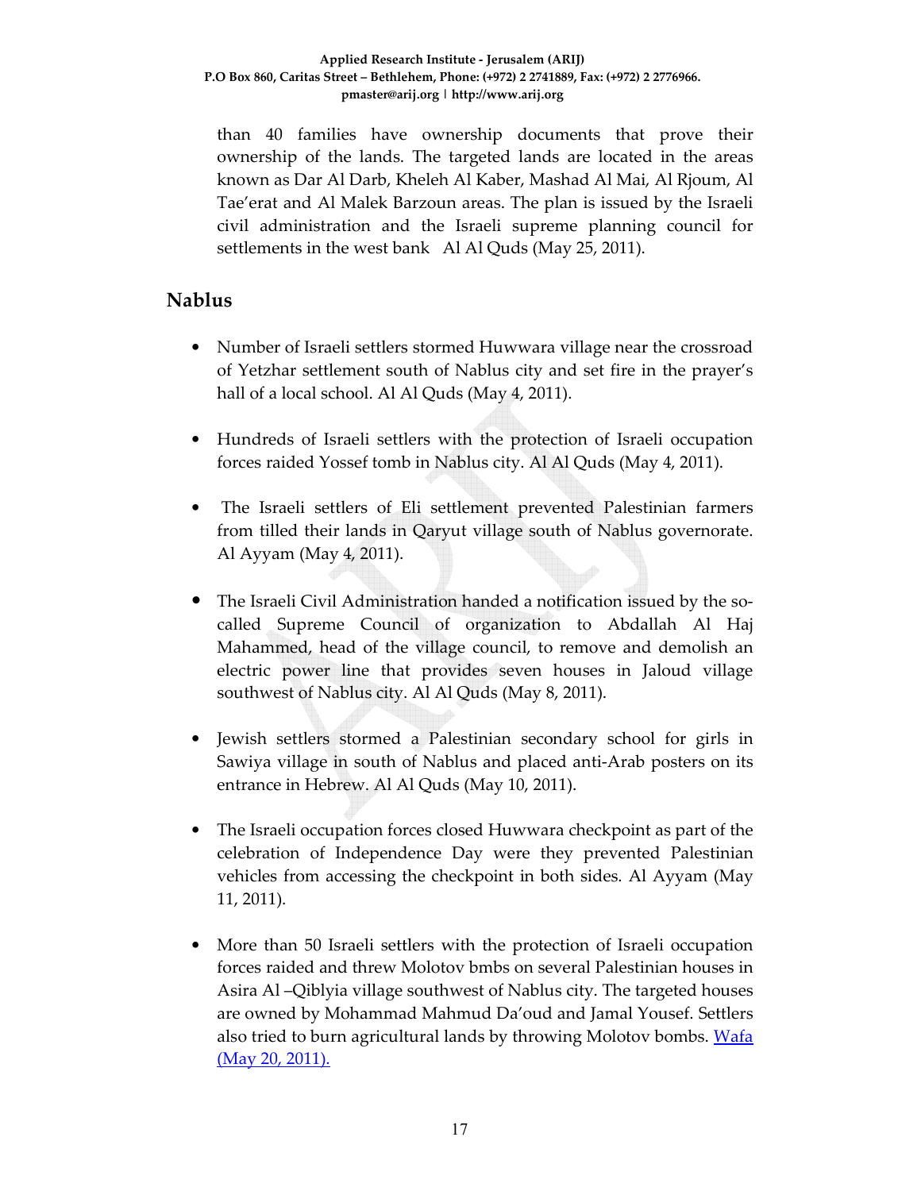than 40 families have ownership documents that prove their ownership of the lands. The targeted lands are located in the areas known as Dar Al Darb, Kheleh Al Kaber, Mashad Al Mai, Al Rjoum, Al Tae'erat and Al Malek Barzoun areas. The plan is issued by the Israeli civil administration and the Israeli supreme planning council for settlements in the west bank Al Al Quds (May 25, 2011).

## Nablus

- Number of Israeli settlers stormed Huwwara village near the crossroad of Yetzhar settlement south of Nablus city and set fire in the prayer's hall of a local school. Al Al Quds (May 4, 2011).

- Hundreds of Israeli settlers with the protection of Israeli occupation forces raided Yossef tomb in Nablus city. Al Al Quds (May 4, 2011).

- The Israeli settlers of Eli settlement prevented Palestinian farmers from tilled their lands in Qaryut village south of Nablus governorate. Al Ayyam (May 4, 2011).

- The Israeli Civil Administration handed a notification issued by the so-called Supreme Council of organization to Abdallah Al Haj Mahammed, head of the village council, to remove and demolish an electric power line that provides seven houses in Jaloud village southwest of Nablus city. Al Al Quds (May 8, 2011).

- Jewish settlers stormed a Palestinian secondary school for girls in Sawiya village in south of Nablus and placed anti-Arab posters on its entrance in Hebrew. Al Al Quds (May 10, 2011).

- The Israeli occupation forces closed Huwwara checkpoint as part of the celebration of Independence Day were they prevented Palestinian vehicles from accessing the checkpoint in both sides. Al Ayyam (May 11, 2011).

- More than 50 Israeli settlers with the protection of Israeli occupation forces raided and threw Molotov bmbs on several Palestinian houses in Asira Al –Qiblyia village southwest of Nablus city. The targeted houses are owned by Mohammad Mahmud Da'oud and Jamal Yousef. Settlers also tried to burn agricultural lands by throwing Molotov bombs. Wafa (May 20, 2011).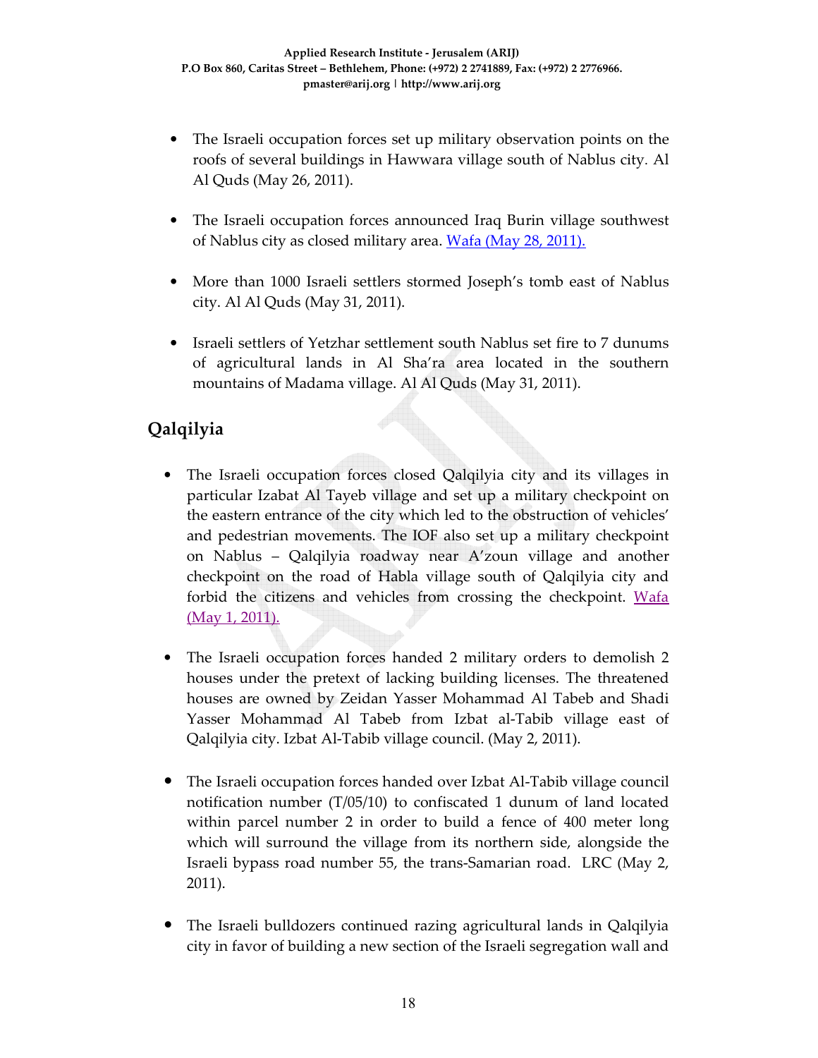- The Israeli occupation forces set up military observation points on the roofs of several buildings in Hawwara village south of Nablus city. Al Al Quds (May 26, 2011).

- The Israeli occupation forces announced Iraq Burin village southwest of Nablus city as closed military area. Wafa (May 28, 2011).

- More than 1000 Israeli settlers stormed Joseph's tomb east of Nablus city. Al Al Quds (May 31, 2011).

- Israeli settlers of Yetzhar settlement south Nablus set fire to 7 dunums of agricultural lands in Al Sha'ra area located in the southern mountains of Madama village. Al Al Quds (May 31, 2011).

## Qalqilyia

- The Israeli occupation forces closed Qalqilyia city and its villages in particular Izabat Al Tayeb village and set up a military checkpoint on the eastern entrance of the city which led to the obstruction of vehicles' and pedestrian movements. The IOF also set up a military checkpoint on Nablus – Qalqilyia roadway near A'zoun village and another checkpoint on the road of Habla village south of Qalqilyia city and forbid the citizens and vehicles from crossing the checkpoint. Wafa (May 1, 2011).

- The Israeli occupation forces handed 2 military orders to demolish 2 houses under the pretext of lacking building licenses. The threatened houses are owned by Zeidan Yasser Mohammad Al Tabeb and Shadi Yasser Mohammad Al Tabeb from Izbat al-Tabib village east of Qalqilyia city. Izbat Al-Tabib village council. (May 2, 2011).

- The Israeli occupation forces handed over Izbat Al-Tabib village council notification number (T/05/10) to confiscated 1 dunum of land located within parcel number 2 in order to build a fence of 400 meter long which will surround the village from its northern side, alongside the Israeli bypass road number 55, the trans-Samarian road. LRC (May 2, 2011).

- The Israeli bulldozers continued razing agricultural lands in Qalqilyia city in favor of building a new section of the Israeli segregation wall and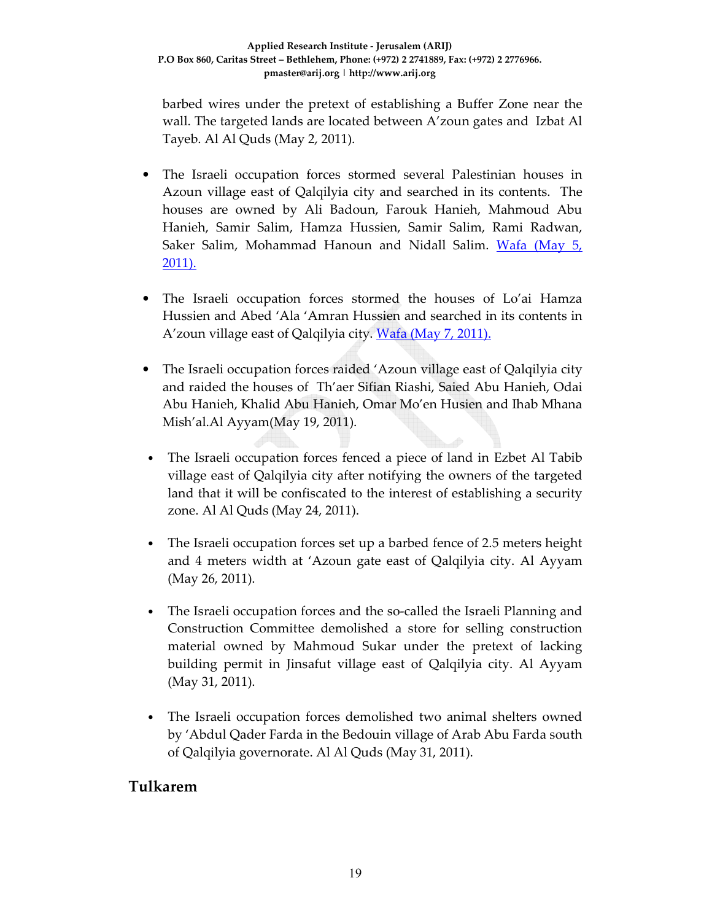barbed wires under the pretext of establishing a Buffer Zone near the wall. The targeted lands are located between A'zoun gates and Izbat Al Tayeb. Al Al Quds (May 2, 2011).

- The Israeli occupation forces stormed several Palestinian houses in Azoun village east of Qalqilyia city and searched in its contents. The houses are owned by Ali Badoun, Farouk Hanieh, Mahmoud Abu Hanieh, Samir Salim, Hamza Hussien, Samir Salim, Rami Radwan, Saker Salim, Mohammad Hanoun and Nidall Salim. Wafa (May 5, 2011).

- The Israeli occupation forces stormed the houses of Lo'ai Hamza Hussien and Abed 'Ala 'Amran Hussien and searched in its contents in A'zoun village east of Qalqilyia city. Wafa (May 7, 2011).

- The Israeli occupation forces raided 'Azoun village east of Qalqilyia city and raided the houses of Th'aer Sifian Riashi, Saied Abu Hanieh, Odai Abu Hanieh, Khalid Abu Hanieh, Omar Mo'en Husien and Ihab Mhana Mish'al.Al Ayyam(May 19, 2011).

- The Israeli occupation forces fenced a piece of land in Ezbet Al Tabib village east of Qalqilyia city after notifying the owners of the targeted land that it will be confiscated to the interest of establishing a security zone. Al Al Quds (May 24, 2011).

- The Israeli occupation forces set up a barbed fence of 2.5 meters height and 4 meters width at 'Azoun gate east of Qalqilyia city. Al Ayyam (May 26, 2011).

- The Israeli occupation forces and the so-called the Israeli Planning and Construction Committee demolished a store for selling construction material owned by Mahmoud Sukar under the pretext of lacking building permit in Jinsafut village east of Qalqilyia city. Al Ayyam (May 31, 2011).

- The Israeli occupation forces demolished two animal shelters owned by 'Abdul Qader Farda in the Bedouin village of Arab Abu Farda south of Qalqilyia governorate. Al Al Quds (May 31, 2011).

## Tulkarem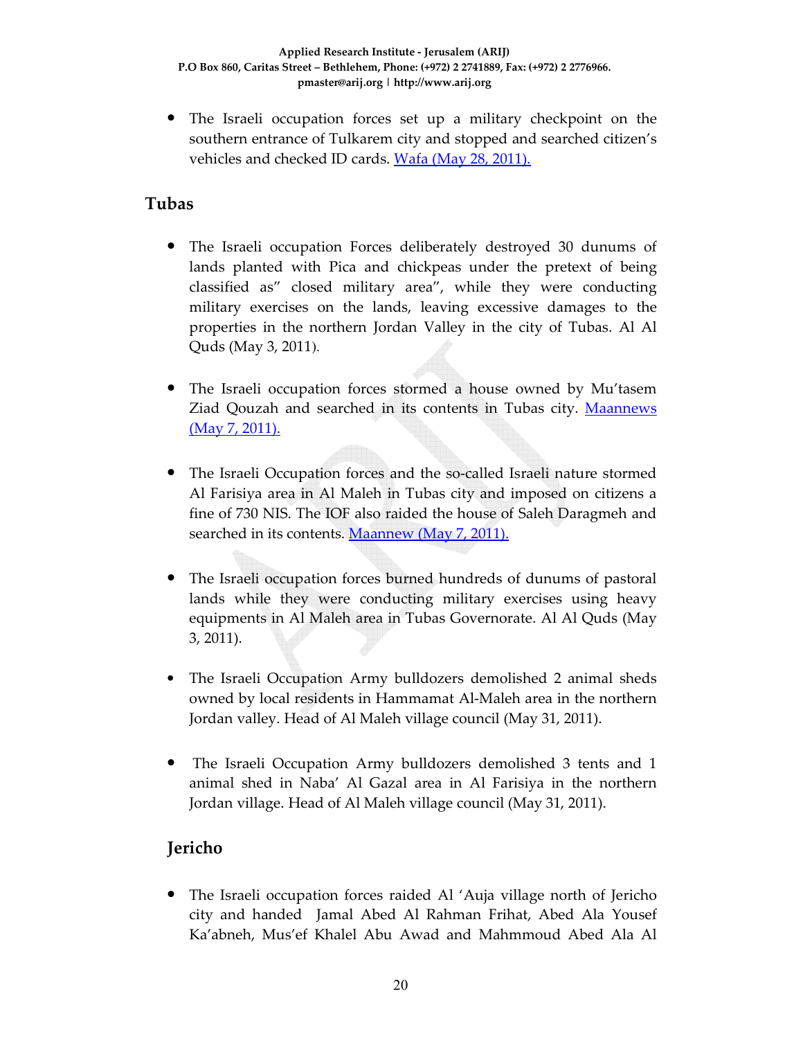- The Israeli occupation forces set up a military checkpoint on the southern entrance of Tulkarem city and stopped and searched citizen's vehicles and checked ID cards. Wafa (May 28, 2011).

## Tubas

- The Israeli occupation Forces deliberately destroyed 30 dunums of lands planted with Pica and chickpeas under the pretext of being classified as" closed military area", while they were conducting military exercises on the lands, leaving excessive damages to the properties in the northern Jordan Valley in the city of Tubas. Al Al Quds (May 3, 2011).

- The Israeli occupation forces stormed a house owned by Mu'tasem Ziad Qouzah and searched in its contents in Tubas city. Maannews (May 7, 2011).

- The Israeli Occupation forces and the so-called Israeli nature stormed Al Farisiya area in Al Maleh in Tubas city and imposed on citizens a fine of 730 NIS. The IOF also raided the house of Saleh Daragmeh and searched in its contents. Maannew (May 7, 2011).

- The Israeli occupation forces burned hundreds of dunums of pastoral lands while they were conducting military exercises using heavy equipments in Al Maleh area in Tubas Governorate. Al Al Quds (May 3, 2011).

- The Israeli Occupation Army bulldozers demolished 2 animal sheds owned by local residents in Hammamat Al-Maleh area in the northern Jordan valley. Head of Al Maleh village council (May 31, 2011).

- The Israeli Occupation Army bulldozers demolished 3 tents and 1 animal shed in Naba' Al Gazal area in Al Farisiya in the northern Jordan village. Head of Al Maleh village council (May 31, 2011).

## Jericho

- The Israeli occupation forces raided Al 'Auja village north of Jericho city and handed Jamal Abed Al Rahman Frihat, Abed Ala Yousef Ka'abneh, Mus'ef Khalel Abu Awad and Mahmmoud Abed Ala Al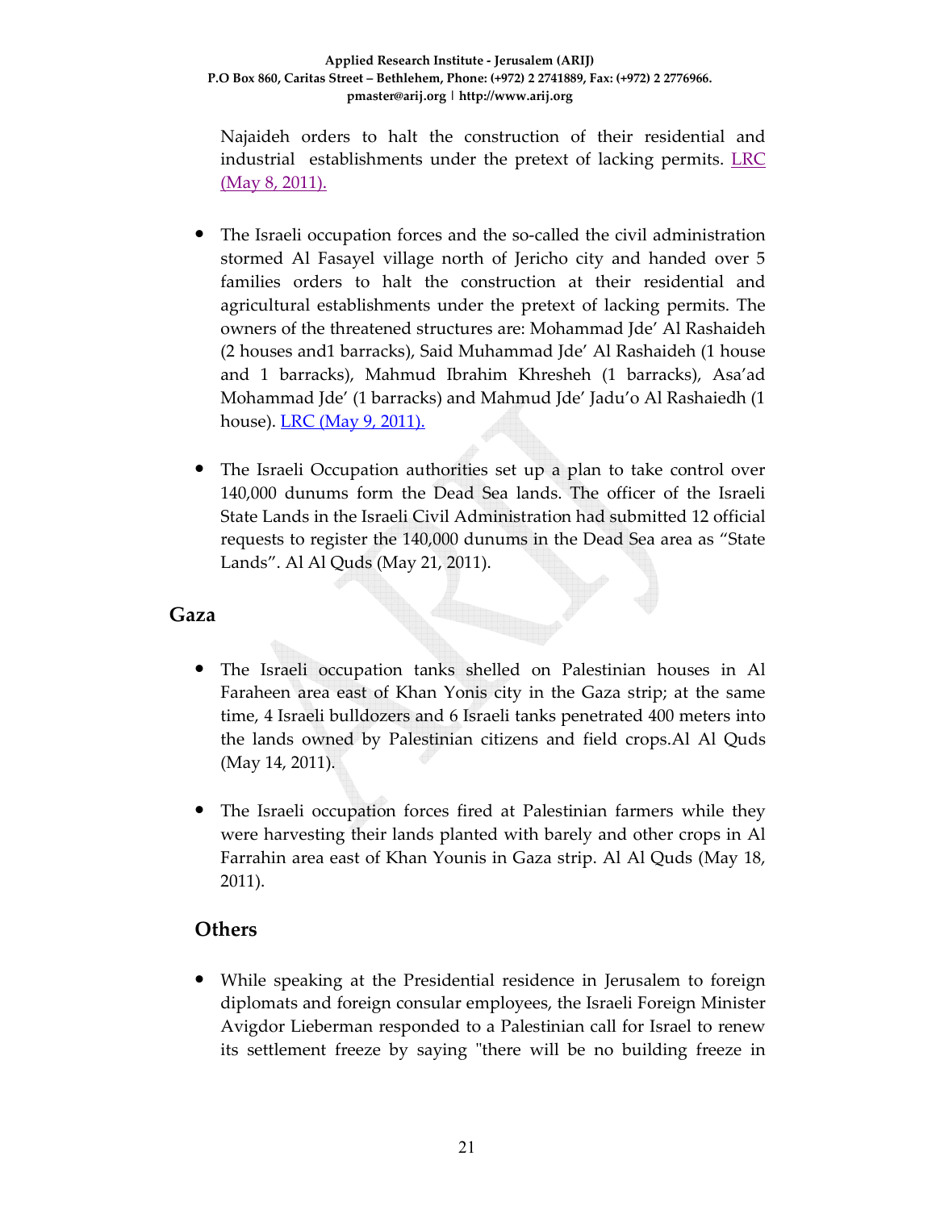Najaideh orders to halt the construction of their residential and industrial establishments under the pretext of lacking permits. LRC (May 8, 2011).

- The Israeli occupation forces and the so-called the civil administration stormed Al Fasayel village north of Jericho city and handed over 5 families orders to halt the construction at their residential and agricultural establishments under the pretext of lacking permits. The owners of the threatened structures are: Mohammad Jde' Al Rashaideh (2 houses and1 barracks), Said Muhammad Jde' Al Rashaideh (1 house and 1 barracks), Mahmud Ibrahim Khresheh (1 barracks), Asa'ad Mohammad Jde' (1 barracks) and Mahmud Jde' Jadu'o Al Rashaiedh (1 house). LRC (May 9, 2011).

- The Israeli Occupation authorities set up a plan to take control over 140,000 dunums form the Dead Sea lands. The officer of the Israeli State Lands in the Israeli Civil Administration had submitted 12 official requests to register the 140,000 dunums in the Dead Sea area as "State Lands". Al Al Quds (May 21, 2011).

## Gaza

- The Israeli occupation tanks shelled on Palestinian houses in Al Faraheen area east of Khan Yonis city in the Gaza strip; at the same time, 4 Israeli bulldozers and 6 Israeli tanks penetrated 400 meters into the lands owned by Palestinian citizens and field crops.Al Al Quds (May 14, 2011).

- The Israeli occupation forces fired at Palestinian farmers while they were harvesting their lands planted with barely and other crops in Al Farrahin area east of Khan Younis in Gaza strip. Al Al Quds (May 18, 2011).

## Others

- While speaking at the Presidential residence in Jerusalem to foreign diplomats and foreign consular employees, the Israeli Foreign Minister Avigdor Lieberman responded to a Palestinian call for Israel to renew its settlement freeze by saying "there will be no building freeze in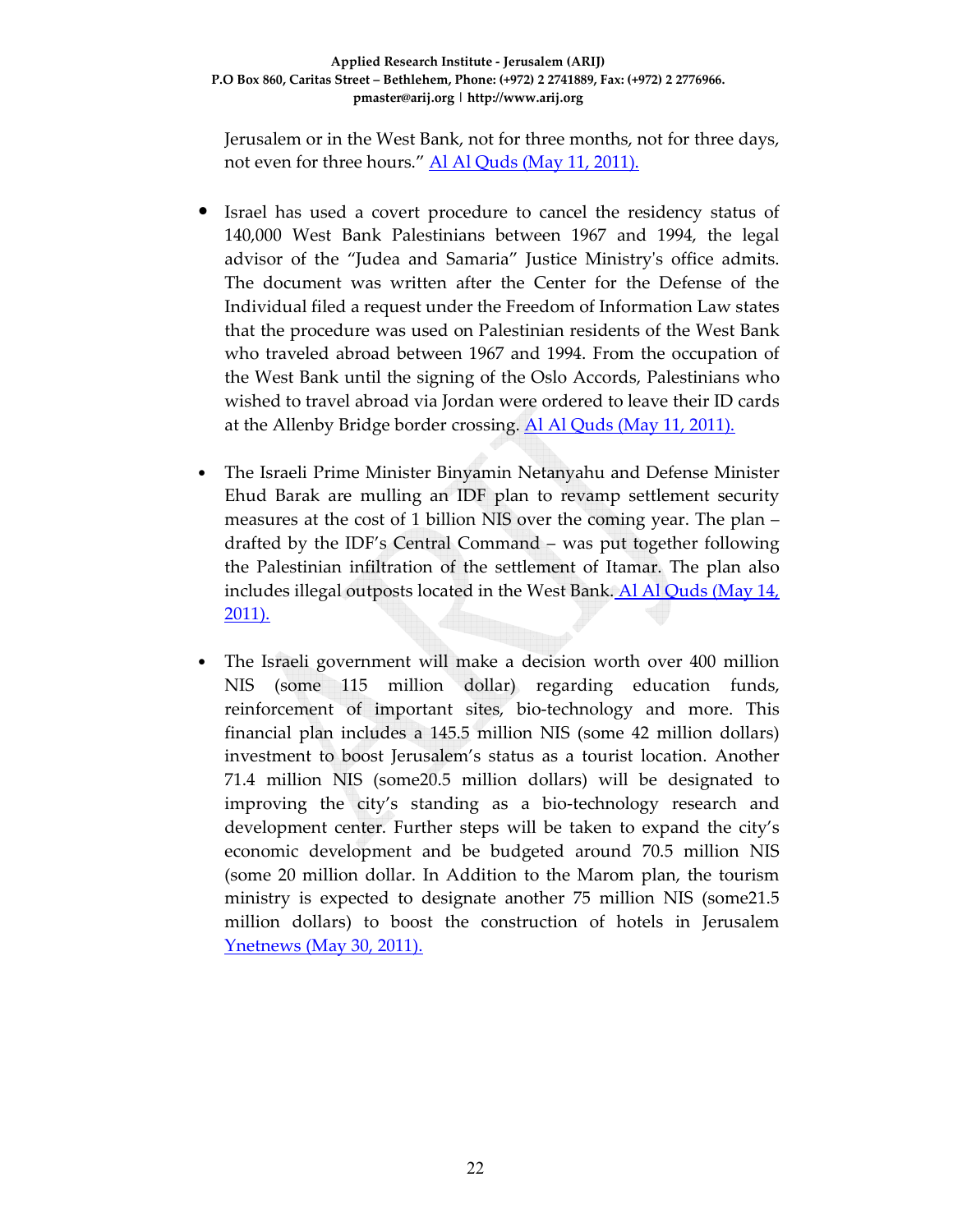Jerusalem or in the West Bank, not for three months, not for three days, not even for three hours." Al Al Quds (May 11, 2011).

- Israel has used a covert procedure to cancel the residency status of 140,000 West Bank Palestinians between 1967 and 1994, the legal advisor of the "Judea and Samaria" Justice Ministry's office admits. The document was written after the Center for the Defense of the Individual filed a request under the Freedom of Information Law states that the procedure was used on Palestinian residents of the West Bank who traveled abroad between 1967 and 1994. From the occupation of the West Bank until the signing of the Oslo Accords, Palestinians who wished to travel abroad via Jordan were ordered to leave their ID cards at the Allenby Bridge border crossing. Al Al Quds (May 11, 2011).

- The Israeli Prime Minister Binyamin Netanyahu and Defense Minister Ehud Barak are mulling an IDF plan to revamp settlement security measures at the cost of 1 billion NIS over the coming year. The plan – drafted by the IDF's Central Command – was put together following the Palestinian infiltration of the settlement of Itamar. The plan also includes illegal outposts located in the West Bank. Al Al Quds (May 14, 2011).

- The Israeli government will make a decision worth over 400 million NIS (some 115 million dollar) regarding education funds, reinforcement of important sites, bio-technology and more. This financial plan includes a 145.5 million NIS (some 42 million dollars) investment to boost Jerusalem's status as a tourist location. Another 71.4 million NIS (some20.5 million dollars) will be designated to improving the city's standing as a bio-technology research and development center. Further steps will be taken to expand the city's economic development and be budgeted around 70.5 million NIS (some 20 million dollar. In Addition to the Marom plan, the tourism ministry is expected to designate another 75 million NIS (some21.5 million dollars) to boost the construction of hotels in Jerusalem Ynetnews (May 30, 2011).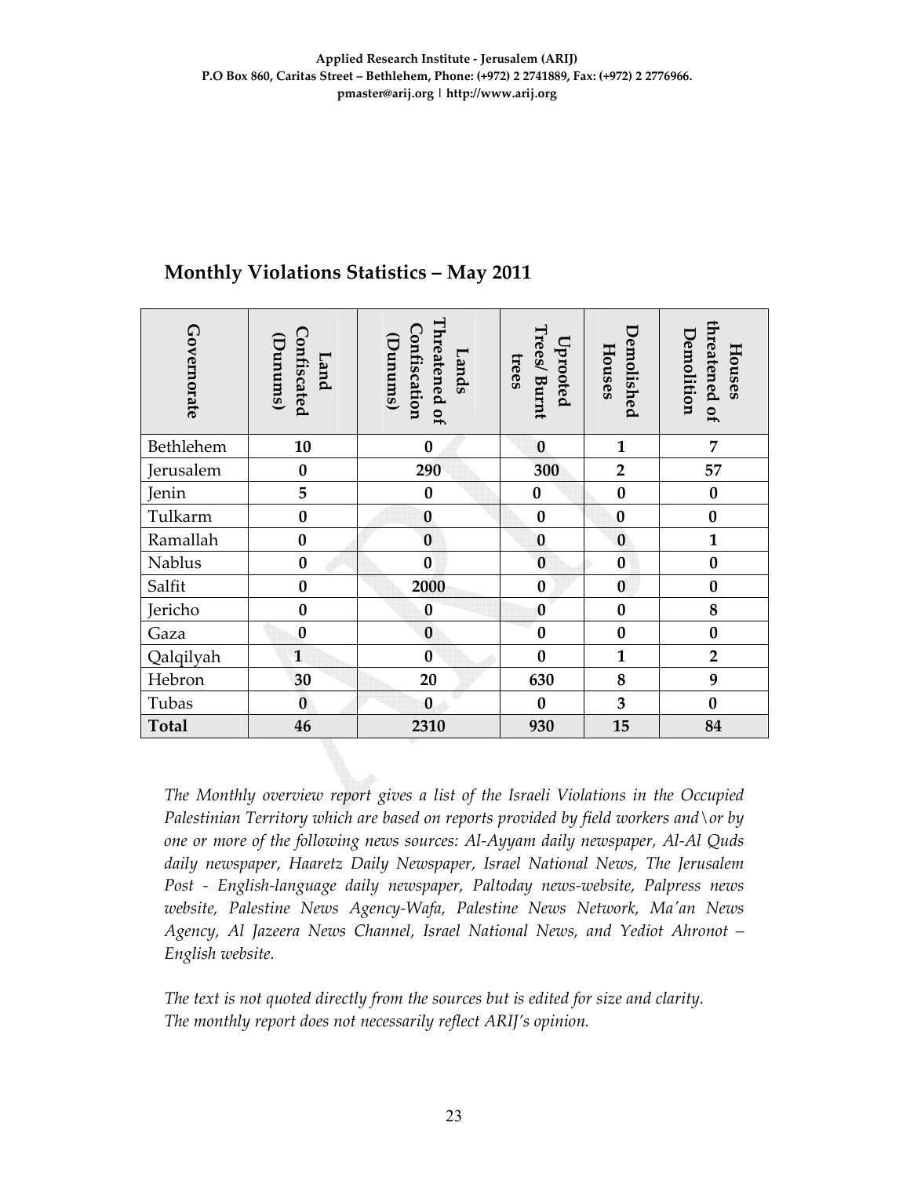## Monthly Violations Statistics – May 2011

| Governorate | Land Confiscated (Dunums) | Lands Threatened of Confiscation (Dunums) | Uprooted Trees/ Burnt trees | Demolished Houses | Houses threatened of Demolition |
|---|---|---|---|---|---|
| Bethlehem | **10** | **0** | **0** | **1** | **7** |
| Jerusalem | **0** | **290** | **300** | **2** | **57** |
| Jenin | **5** | **0** | **0** | **0** | **0** |
| Tulkarm | **0** | **0** | **0** | **0** | **0** |
| Ramallah | **0** | **0** | **0** | **0** | **1** |
| Nablus | **0** | **0** | **0** | **0** | **0** |
| Salfit | **0** | **2000** | **0** | **0** | **0** |
| Jericho | **0** | **0** | **0** | **0** | **8** |
| Gaza | **0** | **0** | **0** | **0** | **0** |
| Qalqilyah | **1** | **0** | **0** | **1** | **2** |
| Hebron | **30** | **20** | **630** | **8** | **9** |
| Tubas | **0** | **0** | **0** | **3** | **0** |
| **Total** | **46** | **2310** | **930** | **15** | **84** |

*The Monthly overview report gives a list of the Israeli Violations in the Occupied Palestinian Territory which are based on reports provided by field workers and\or by one or more of the following news sources: Al-Ayyam daily newspaper, Al-Al Quds daily newspaper, Haaretz Daily Newspaper, Israel National News, The Jerusalem Post - English-language daily newspaper, Paltoday news-website, Palpress news website, Palestine News Agency-Wafa, Palestine News Network, Ma'an News Agency, Al Jazeera News Channel, Israel National News, and Yediot Ahronot – English website.*

*The text is not quoted directly from the sources but is edited for size and clarity.*
*The monthly report does not necessarily reflect ARIJ's opinion.*